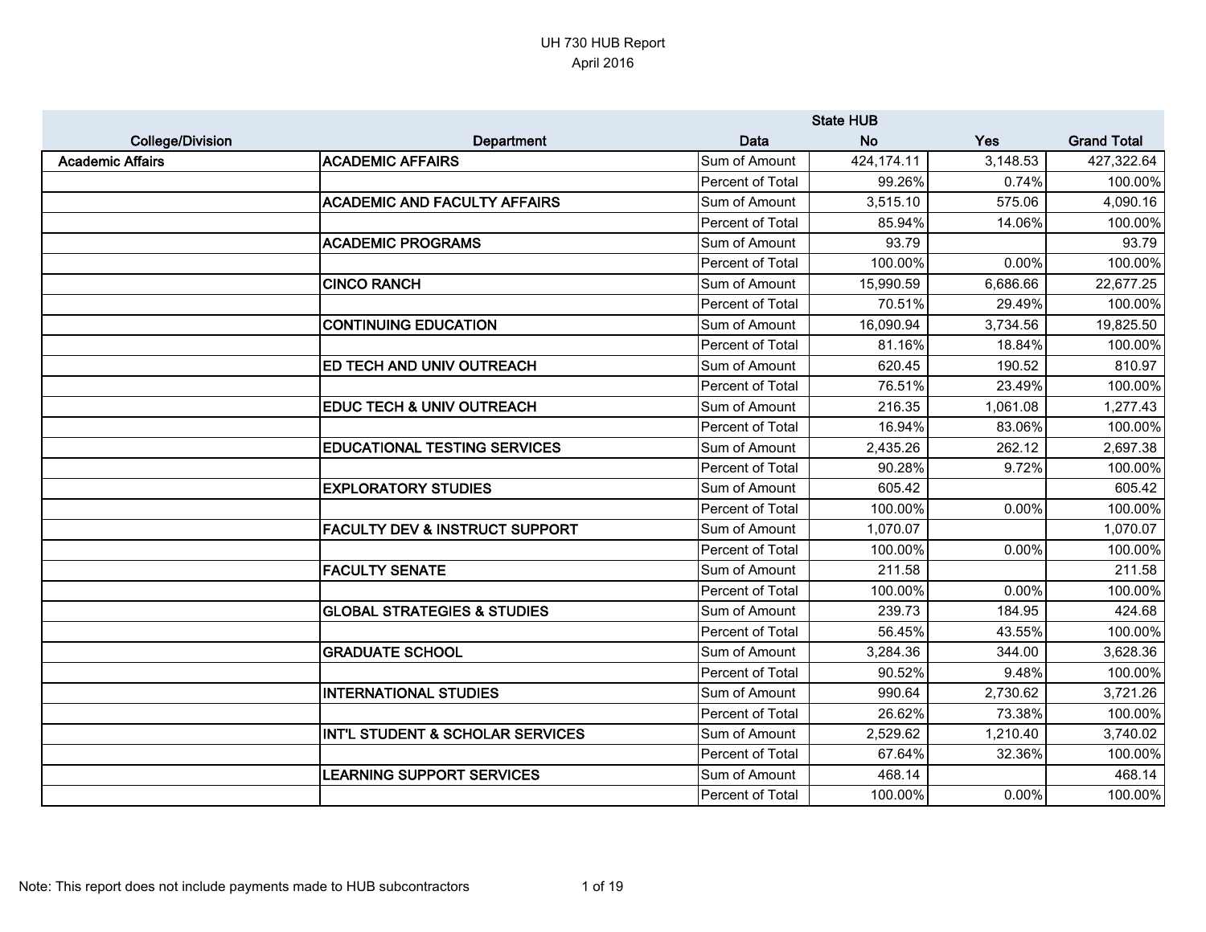# UH 730 HUB Report

April 2016

| College/Division | Department | Data | State HUB No | Yes | Grand Total |
|---|---|---|---|---|---|
| Academic Affairs | ACADEMIC AFFAIRS | Sum of Amount | 424,174.11 | 3,148.53 | 427,322.64 |
| | | Percent of Total | 99.26% | 0.74% | 100.00% |
| | ACADEMIC AND FACULTY AFFAIRS | Sum of Amount | 3,515.10 | 575.06 | 4,090.16 |
| | | Percent of Total | 85.94% | 14.06% | 100.00% |
| | ACADEMIC PROGRAMS | Sum of Amount | 93.79 | | 93.79 |
| | | Percent of Total | 100.00% | 0.00% | 100.00% |
| | CINCO RANCH | Sum of Amount | 15,990.59 | 6,686.66 | 22,677.25 |
| | | Percent of Total | 70.51% | 29.49% | 100.00% |
| | CONTINUING EDUCATION | Sum of Amount | 16,090.94 | 3,734.56 | 19,825.50 |
| | | Percent of Total | 81.16% | 18.84% | 100.00% |
| | ED TECH AND UNIV OUTREACH | Sum of Amount | 620.45 | 190.52 | 810.97 |
| | | Percent of Total | 76.51% | 23.49% | 100.00% |
| | EDUC TECH & UNIV OUTREACH | Sum of Amount | 216.35 | 1,061.08 | 1,277.43 |
| | | Percent of Total | 16.94% | 83.06% | 100.00% |
| | EDUCATIONAL TESTING SERVICES | Sum of Amount | 2,435.26 | 262.12 | 2,697.38 |
| | | Percent of Total | 90.28% | 9.72% | 100.00% |
| | EXPLORATORY STUDIES | Sum of Amount | 605.42 | | 605.42 |
| | | Percent of Total | 100.00% | 0.00% | 100.00% |
| | FACULTY DEV & INSTRUCT SUPPORT | Sum of Amount | 1,070.07 | | 1,070.07 |
| | | Percent of Total | 100.00% | 0.00% | 100.00% |
| | FACULTY SENATE | Sum of Amount | 211.58 | | 211.58 |
| | | Percent of Total | 100.00% | 0.00% | 100.00% |
| | GLOBAL STRATEGIES & STUDIES | Sum of Amount | 239.73 | 184.95 | 424.68 |
| | | Percent of Total | 56.45% | 43.55% | 100.00% |
| | GRADUATE SCHOOL | Sum of Amount | 3,284.36 | 344.00 | 3,628.36 |
| | | Percent of Total | 90.52% | 9.48% | 100.00% |
| | INTERNATIONAL STUDIES | Sum of Amount | 990.64 | 2,730.62 | 3,721.26 |
| | | Percent of Total | 26.62% | 73.38% | 100.00% |
| | INT'L STUDENT & SCHOLAR SERVICES | Sum of Amount | 2,529.62 | 1,210.40 | 3,740.02 |
| | | Percent of Total | 67.64% | 32.36% | 100.00% |
| | LEARNING SUPPORT SERVICES | Sum of Amount | 468.14 | | 468.14 |
| | | Percent of Total | 100.00% | 0.00% | 100.00% |

Note: This report does not include payments made to HUB subcontractors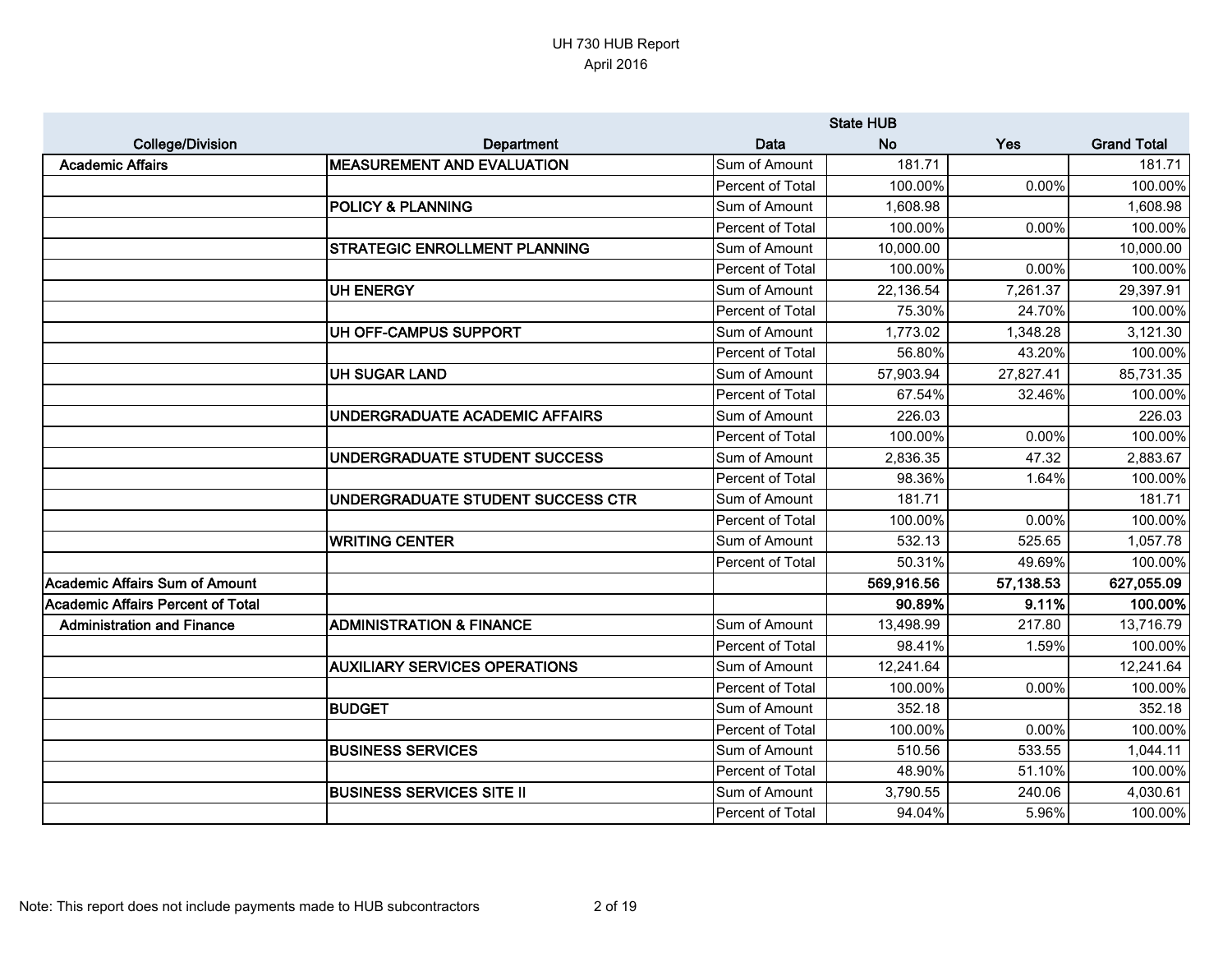UH 730 HUB Report
April 2016

| College/Division | Department | Data | State HUB No | Yes | Grand Total |
|---|---|---|---|---|---|
| Academic Affairs | MEASUREMENT AND EVALUATION | Sum of Amount | 181.71 | | 181.71 |
| | | Percent of Total | 100.00% | 0.00% | 100.00% |
| | POLICY & PLANNING | Sum of Amount | 1,608.98 | | 1,608.98 |
| | | Percent of Total | 100.00% | 0.00% | 100.00% |
| | STRATEGIC ENROLLMENT PLANNING | Sum of Amount | 10,000.00 | | 10,000.00 |
| | | Percent of Total | 100.00% | 0.00% | 100.00% |
| | UH ENERGY | Sum of Amount | 22,136.54 | 7,261.37 | 29,397.91 |
| | | Percent of Total | 75.30% | 24.70% | 100.00% |
| | UH OFF-CAMPUS SUPPORT | Sum of Amount | 1,773.02 | 1,348.28 | 3,121.30 |
| | | Percent of Total | 56.80% | 43.20% | 100.00% |
| | UH SUGAR LAND | Sum of Amount | 57,903.94 | 27,827.41 | 85,731.35 |
| | | Percent of Total | 67.54% | 32.46% | 100.00% |
| | UNDERGRADUATE ACADEMIC AFFAIRS | Sum of Amount | 226.03 | | 226.03 |
| | | Percent of Total | 100.00% | 0.00% | 100.00% |
| | UNDERGRADUATE STUDENT SUCCESS | Sum of Amount | 2,836.35 | 47.32 | 2,883.67 |
| | | Percent of Total | 98.36% | 1.64% | 100.00% |
| | UNDERGRADUATE STUDENT SUCCESS CTR | Sum of Amount | 181.71 | | 181.71 |
| | | Percent of Total | 100.00% | 0.00% | 100.00% |
| | WRITING CENTER | Sum of Amount | 532.13 | 525.65 | 1,057.78 |
| | | Percent of Total | 50.31% | 49.69% | 100.00% |
| **Academic Affairs Sum of Amount** | | | **569,916.56** | **57,138.53** | **627,055.09** |
| **Academic Affairs Percent of Total** | | | **90.89%** | **9.11%** | **100.00%** |
| Administration and Finance | ADMINISTRATION & FINANCE | Sum of Amount | 13,498.99 | 217.80 | 13,716.79 |
| | | Percent of Total | 98.41% | 1.59% | 100.00% |
| | AUXILIARY SERVICES OPERATIONS | Sum of Amount | 12,241.64 | | 12,241.64 |
| | | Percent of Total | 100.00% | 0.00% | 100.00% |
| | BUDGET | Sum of Amount | 352.18 | | 352.18 |
| | | Percent of Total | 100.00% | 0.00% | 100.00% |
| | BUSINESS SERVICES | Sum of Amount | 510.56 | 533.55 | 1,044.11 |
| | | Percent of Total | 48.90% | 51.10% | 100.00% |
| | BUSINESS SERVICES SITE II | Sum of Amount | 3,790.55 | 240.06 | 4,030.61 |
| | | Percent of Total | 94.04% | 5.96% | 100.00% |

Note: This report does not include payments made to HUB subcontractors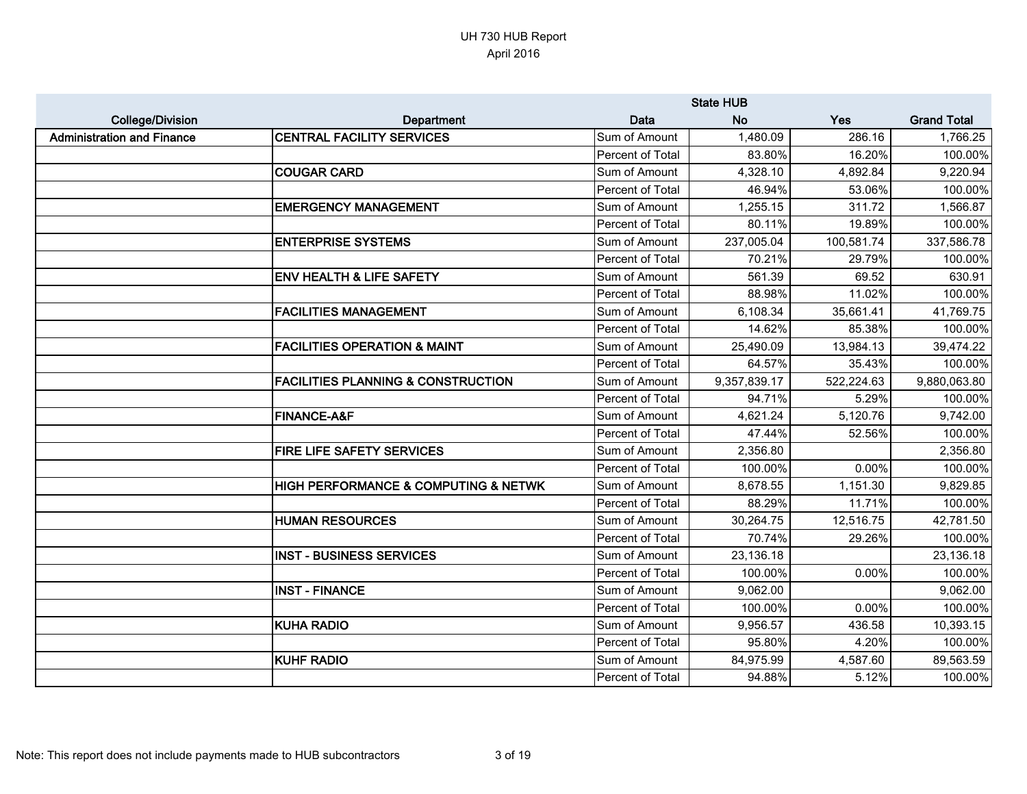UH 730 HUB Report
April 2016

| College/Division | Department | Data | State HUB No | Yes | Grand Total |
|---|---|---|---|---|---|
| **Administration and Finance** | **CENTRAL FACILITY SERVICES** | Sum of Amount | 1,480.09 | 286.16 | 1,766.25 |
| | | Percent of Total | 83.80% | 16.20% | 100.00% |
| | **COUGAR CARD** | Sum of Amount | 4,328.10 | 4,892.84 | 9,220.94 |
| | | Percent of Total | 46.94% | 53.06% | 100.00% |
| | **EMERGENCY MANAGEMENT** | Sum of Amount | 1,255.15 | 311.72 | 1,566.87 |
| | | Percent of Total | 80.11% | 19.89% | 100.00% |
| | **ENTERPRISE SYSTEMS** | Sum of Amount | 237,005.04 | 100,581.74 | 337,586.78 |
| | | Percent of Total | 70.21% | 29.79% | 100.00% |
| | **ENV HEALTH & LIFE SAFETY** | Sum of Amount | 561.39 | 69.52 | 630.91 |
| | | Percent of Total | 88.98% | 11.02% | 100.00% |
| | **FACILITIES MANAGEMENT** | Sum of Amount | 6,108.34 | 35,661.41 | 41,769.75 |
| | | Percent of Total | 14.62% | 85.38% | 100.00% |
| | **FACILITIES OPERATION & MAINT** | Sum of Amount | 25,490.09 | 13,984.13 | 39,474.22 |
| | | Percent of Total | 64.57% | 35.43% | 100.00% |
| | **FACILITIES PLANNING & CONSTRUCTION** | Sum of Amount | 9,357,839.17 | 522,224.63 | 9,880,063.80 |
| | | Percent of Total | 94.71% | 5.29% | 100.00% |
| | **FINANCE-A&F** | Sum of Amount | 4,621.24 | 5,120.76 | 9,742.00 |
| | | Percent of Total | 47.44% | 52.56% | 100.00% |
| | **FIRE LIFE SAFETY SERVICES** | Sum of Amount | 2,356.80 | | 2,356.80 |
| | | Percent of Total | 100.00% | 0.00% | 100.00% |
| | **HIGH PERFORMANCE & COMPUTING & NETWK** | Sum of Amount | 8,678.55 | 1,151.30 | 9,829.85 |
| | | Percent of Total | 88.29% | 11.71% | 100.00% |
| | **HUMAN RESOURCES** | Sum of Amount | 30,264.75 | 12,516.75 | 42,781.50 |
| | | Percent of Total | 70.74% | 29.26% | 100.00% |
| | **INST - BUSINESS SERVICES** | Sum of Amount | 23,136.18 | | 23,136.18 |
| | | Percent of Total | 100.00% | 0.00% | 100.00% |
| | **INST - FINANCE** | Sum of Amount | 9,062.00 | | 9,062.00 |
| | | Percent of Total | 100.00% | 0.00% | 100.00% |
| | **KUHA RADIO** | Sum of Amount | 9,956.57 | 436.58 | 10,393.15 |
| | | Percent of Total | 95.80% | 4.20% | 100.00% |
| | **KUHF RADIO** | Sum of Amount | 84,975.99 | 4,587.60 | 89,563.59 |
| | | Percent of Total | 94.88% | 5.12% | 100.00% |

Note: This report does not include payments made to HUB subcontractors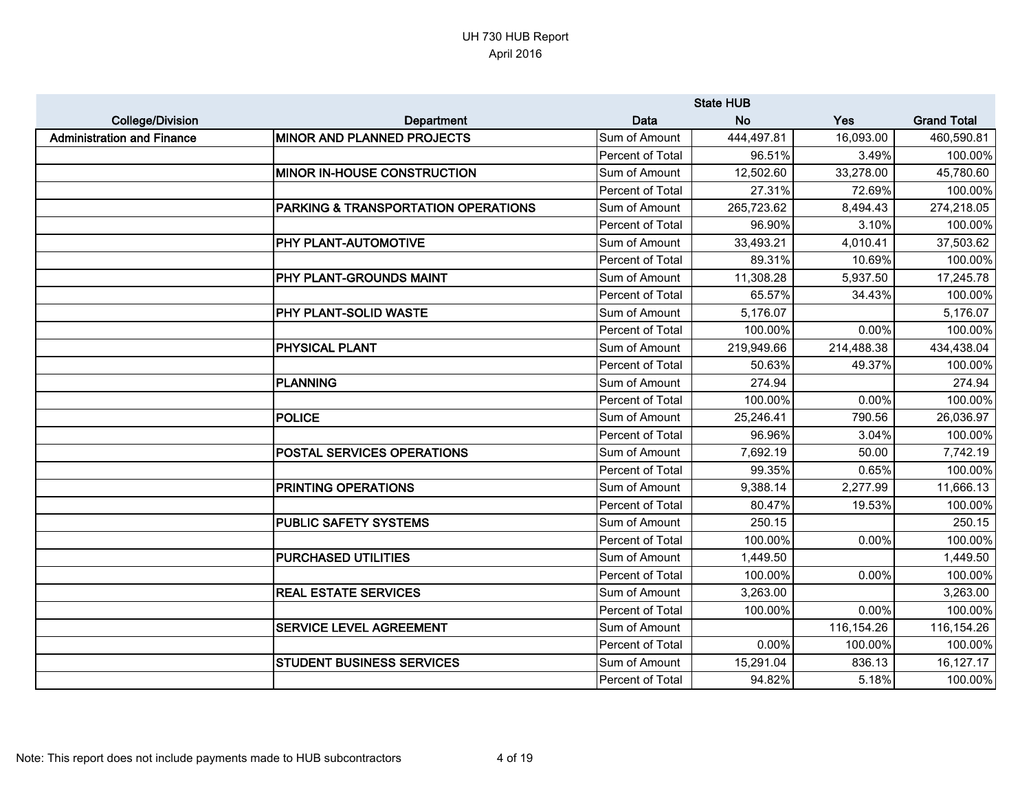UH 730 HUB Report
April 2016

| College/Division | Department | Data | State HUB No | Yes | Grand Total |
|---|---|---|---|---|---|
| **Administration and Finance** | **MINOR AND PLANNED PROJECTS** | Sum of Amount | 444,497.81 | 16,093.00 | 460,590.81 |
| | | Percent of Total | 96.51% | 3.49% | 100.00% |
| | **MINOR IN-HOUSE CONSTRUCTION** | Sum of Amount | 12,502.60 | 33,278.00 | 45,780.60 |
| | | Percent of Total | 27.31% | 72.69% | 100.00% |
| | **PARKING & TRANSPORTATION OPERATIONS** | Sum of Amount | 265,723.62 | 8,494.43 | 274,218.05 |
| | | Percent of Total | 96.90% | 3.10% | 100.00% |
| | **PHY PLANT-AUTOMOTIVE** | Sum of Amount | 33,493.21 | 4,010.41 | 37,503.62 |
| | | Percent of Total | 89.31% | 10.69% | 100.00% |
| | **PHY PLANT-GROUNDS MAINT** | Sum of Amount | 11,308.28 | 5,937.50 | 17,245.78 |
| | | Percent of Total | 65.57% | 34.43% | 100.00% |
| | **PHY PLANT-SOLID WASTE** | Sum of Amount | 5,176.07 | | 5,176.07 |
| | | Percent of Total | 100.00% | 0.00% | 100.00% |
| | **PHYSICAL PLANT** | Sum of Amount | 219,949.66 | 214,488.38 | 434,438.04 |
| | | Percent of Total | 50.63% | 49.37% | 100.00% |
| | **PLANNING** | Sum of Amount | 274.94 | | 274.94 |
| | | Percent of Total | 100.00% | 0.00% | 100.00% |
| | **POLICE** | Sum of Amount | 25,246.41 | 790.56 | 26,036.97 |
| | | Percent of Total | 96.96% | 3.04% | 100.00% |
| | **POSTAL SERVICES OPERATIONS** | Sum of Amount | 7,692.19 | 50.00 | 7,742.19 |
| | | Percent of Total | 99.35% | 0.65% | 100.00% |
| | **PRINTING OPERATIONS** | Sum of Amount | 9,388.14 | 2,277.99 | 11,666.13 |
| | | Percent of Total | 80.47% | 19.53% | 100.00% |
| | **PUBLIC SAFETY SYSTEMS** | Sum of Amount | 250.15 | | 250.15 |
| | | Percent of Total | 100.00% | 0.00% | 100.00% |
| | **PURCHASED UTILITIES** | Sum of Amount | 1,449.50 | | 1,449.50 |
| | | Percent of Total | 100.00% | 0.00% | 100.00% |
| | **REAL ESTATE SERVICES** | Sum of Amount | 3,263.00 | | 3,263.00 |
| | | Percent of Total | 100.00% | 0.00% | 100.00% |
| | **SERVICE LEVEL AGREEMENT** | Sum of Amount | | 116,154.26 | 116,154.26 |
| | | Percent of Total | 0.00% | 100.00% | 100.00% |
| | **STUDENT BUSINESS SERVICES** | Sum of Amount | 15,291.04 | 836.13 | 16,127.17 |
| | | Percent of Total | 94.82% | 5.18% | 100.00% |

Note: This report does not include payments made to HUB subcontractors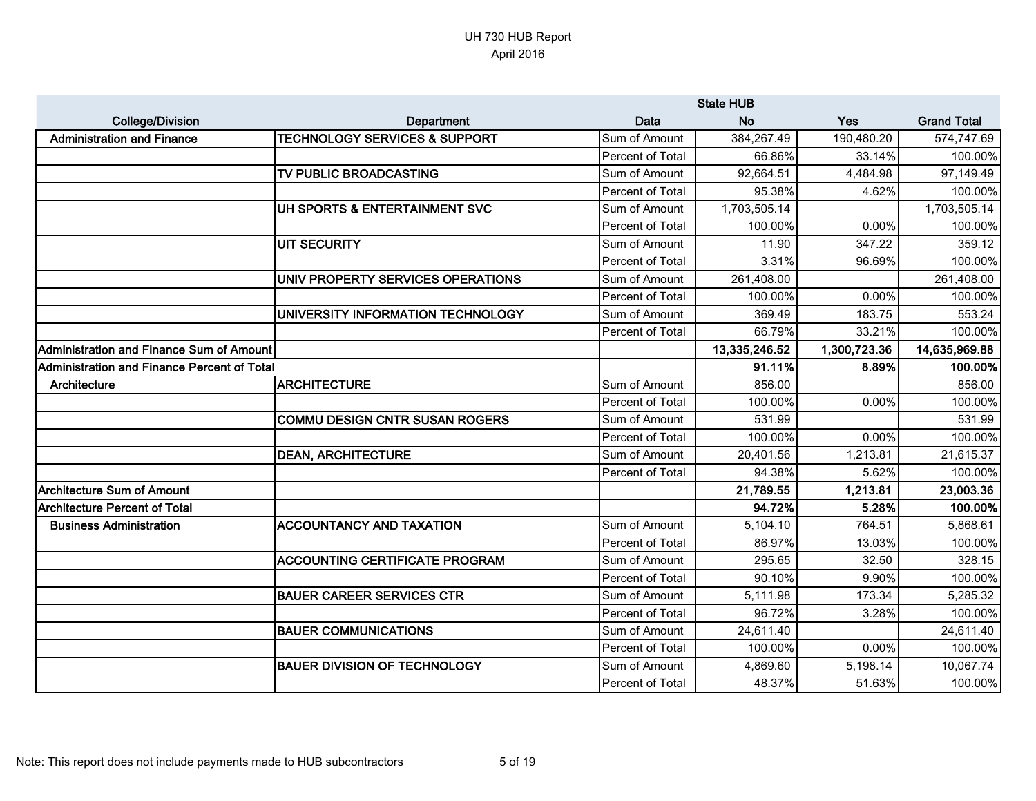UH 730 HUB Report
April 2016

| College/Division | Department | Data | State HUB No | Yes | Grand Total |
|---|---|---|---|---|---|
| Administration and Finance | TECHNOLOGY SERVICES & SUPPORT | Sum of Amount | 384,267.49 | 190,480.20 | 574,747.69 |
| | | Percent of Total | 66.86% | 33.14% | 100.00% |
| | TV PUBLIC BROADCASTING | Sum of Amount | 92,664.51 | 4,484.98 | 97,149.49 |
| | | Percent of Total | 95.38% | 4.62% | 100.00% |
| | UH SPORTS & ENTERTAINMENT SVC | Sum of Amount | 1,703,505.14 | | 1,703,505.14 |
| | | Percent of Total | 100.00% | 0.00% | 100.00% |
| | UIT SECURITY | Sum of Amount | 11.90 | 347.22 | 359.12 |
| | | Percent of Total | 3.31% | 96.69% | 100.00% |
| | UNIV PROPERTY SERVICES OPERATIONS | Sum of Amount | 261,408.00 | | 261,408.00 |
| | | Percent of Total | 100.00% | 0.00% | 100.00% |
| | UNIVERSITY INFORMATION TECHNOLOGY | Sum of Amount | 369.49 | 183.75 | 553.24 |
| | | Percent of Total | 66.79% | 33.21% | 100.00% |
| **Administration and Finance Sum of Amount** | | | **13,335,246.52** | **1,300,723.36** | **14,635,969.88** |
| **Administration and Finance Percent of Total** | | | **91.11%** | **8.89%** | **100.00%** |
| Architecture | ARCHITECTURE | Sum of Amount | 856.00 | | 856.00 |
| | | Percent of Total | 100.00% | 0.00% | 100.00% |
| | COMMU DESIGN CNTR SUSAN ROGERS | Sum of Amount | 531.99 | | 531.99 |
| | | Percent of Total | 100.00% | 0.00% | 100.00% |
| | DEAN, ARCHITECTURE | Sum of Amount | 20,401.56 | 1,213.81 | 21,615.37 |
| | | Percent of Total | 94.38% | 5.62% | 100.00% |
| **Architecture Sum of Amount** | | | **21,789.55** | **1,213.81** | **23,003.36** |
| **Architecture Percent of Total** | | | **94.72%** | **5.28%** | **100.00%** |
| Business Administration | ACCOUNTANCY AND TAXATION | Sum of Amount | 5,104.10 | 764.51 | 5,868.61 |
| | | Percent of Total | 86.97% | 13.03% | 100.00% |
| | ACCOUNTING CERTIFICATE PROGRAM | Sum of Amount | 295.65 | 32.50 | 328.15 |
| | | Percent of Total | 90.10% | 9.90% | 100.00% |
| | BAUER CAREER SERVICES CTR | Sum of Amount | 5,111.98 | 173.34 | 5,285.32 |
| | | Percent of Total | 96.72% | 3.28% | 100.00% |
| | BAUER COMMUNICATIONS | Sum of Amount | 24,611.40 | | 24,611.40 |
| | | Percent of Total | 100.00% | 0.00% | 100.00% |
| | BAUER DIVISION OF TECHNOLOGY | Sum of Amount | 4,869.60 | 5,198.14 | 10,067.74 |
| | | Percent of Total | 48.37% | 51.63% | 100.00% |

Note: This report does not include payments made to HUB subcontractors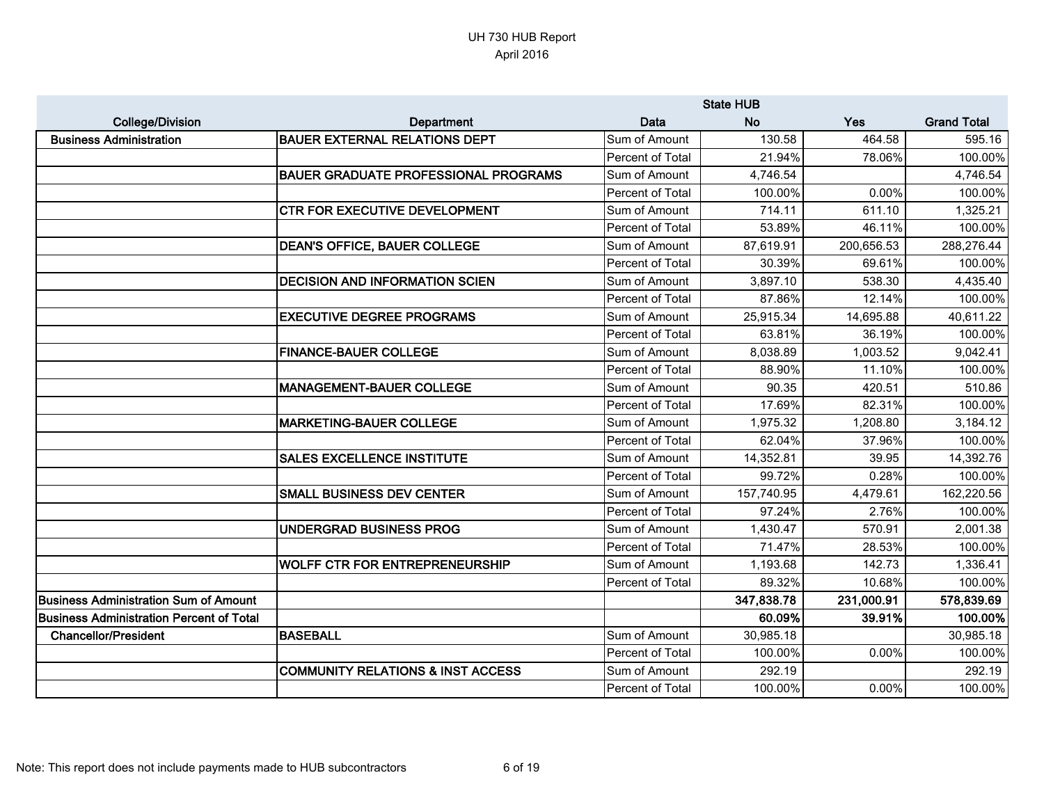UH 730 HUB Report
April 2016

| College/Division | Department | Data | State HUB No | Yes | Grand Total |
|---|---|---|---|---|---|
| Business Administration | BAUER EXTERNAL RELATIONS DEPT | Sum of Amount | 130.58 | 464.58 | 595.16 |
| | | Percent of Total | 21.94% | 78.06% | 100.00% |
| | BAUER GRADUATE PROFESSIONAL PROGRAMS | Sum of Amount | 4,746.54 | | 4,746.54 |
| | | Percent of Total | 100.00% | 0.00% | 100.00% |
| | CTR FOR EXECUTIVE DEVELOPMENT | Sum of Amount | 714.11 | 611.10 | 1,325.21 |
| | | Percent of Total | 53.89% | 46.11% | 100.00% |
| | DEAN'S OFFICE, BAUER COLLEGE | Sum of Amount | 87,619.91 | 200,656.53 | 288,276.44 |
| | | Percent of Total | 30.39% | 69.61% | 100.00% |
| | DECISION AND INFORMATION SCIEN | Sum of Amount | 3,897.10 | 538.30 | 4,435.40 |
| | | Percent of Total | 87.86% | 12.14% | 100.00% |
| | EXECUTIVE DEGREE PROGRAMS | Sum of Amount | 25,915.34 | 14,695.88 | 40,611.22 |
| | | Percent of Total | 63.81% | 36.19% | 100.00% |
| | FINANCE-BAUER COLLEGE | Sum of Amount | 8,038.89 | 1,003.52 | 9,042.41 |
| | | Percent of Total | 88.90% | 11.10% | 100.00% |
| | MANAGEMENT-BAUER COLLEGE | Sum of Amount | 90.35 | 420.51 | 510.86 |
| | | Percent of Total | 17.69% | 82.31% | 100.00% |
| | MARKETING-BAUER COLLEGE | Sum of Amount | 1,975.32 | 1,208.80 | 3,184.12 |
| | | Percent of Total | 62.04% | 37.96% | 100.00% |
| | SALES EXCELLENCE INSTITUTE | Sum of Amount | 14,352.81 | 39.95 | 14,392.76 |
| | | Percent of Total | 99.72% | 0.28% | 100.00% |
| | SMALL BUSINESS DEV CENTER | Sum of Amount | 157,740.95 | 4,479.61 | 162,220.56 |
| | | Percent of Total | 97.24% | 2.76% | 100.00% |
| | UNDERGRAD BUSINESS PROG | Sum of Amount | 1,430.47 | 570.91 | 2,001.38 |
| | | Percent of Total | 71.47% | 28.53% | 100.00% |
| | WOLFF CTR FOR ENTREPRENEURSHIP | Sum of Amount | 1,193.68 | 142.73 | 1,336.41 |
| | | Percent of Total | 89.32% | 10.68% | 100.00% |
| **Business Administration Sum of Amount** | | | **347,838.78** | **231,000.91** | **578,839.69** |
| **Business Administration Percent of Total** | | | **60.09%** | **39.91%** | **100.00%** |
| Chancellor/President | BASEBALL | Sum of Amount | 30,985.18 | | 30,985.18 |
| | | Percent of Total | 100.00% | 0.00% | 100.00% |
| | COMMUNITY RELATIONS & INST ACCESS | Sum of Amount | 292.19 | | 292.19 |
| | | Percent of Total | 100.00% | 0.00% | 100.00% |

Note: This report does not include payments made to HUB subcontractors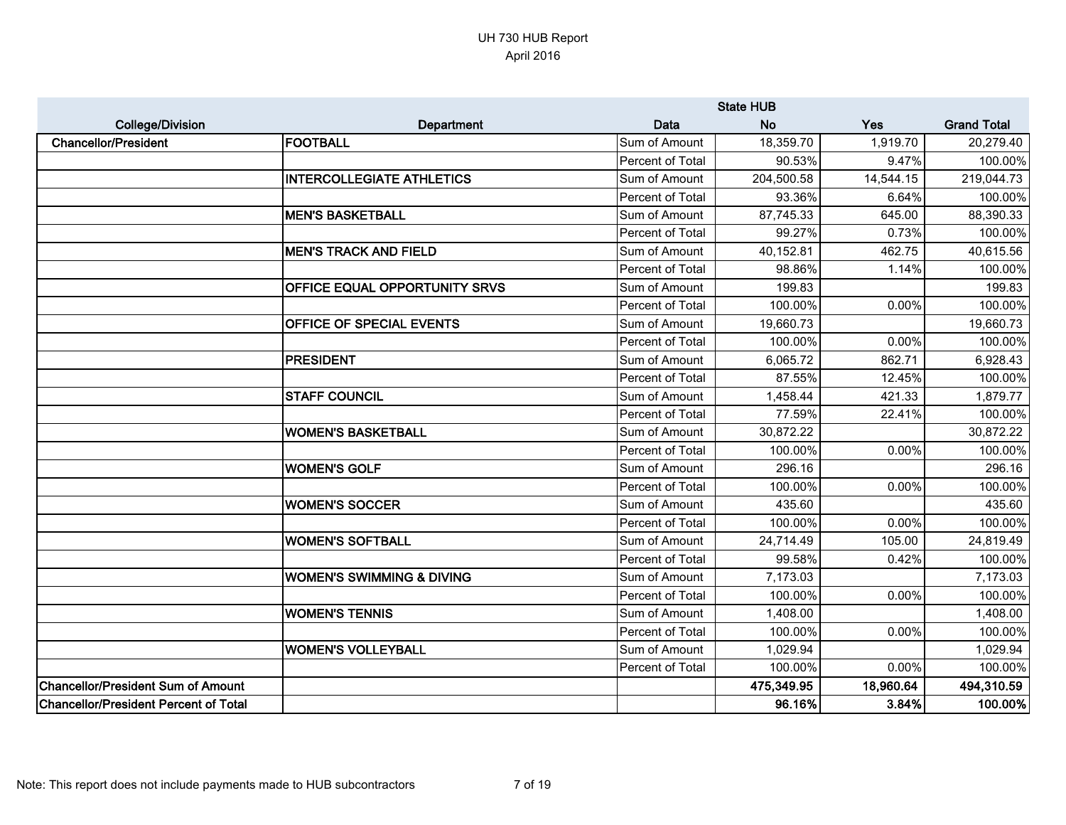UH 730 HUB Report
April 2016

| College/Division | Department | Data | State HUB No | Yes | Grand Total |
|---|---|---|---|---|---|
| Chancellor/President | FOOTBALL | Sum of Amount | 18,359.70 | 1,919.70 | 20,279.40 |
| | | Percent of Total | 90.53% | 9.47% | 100.00% |
| | INTERCOLLEGIATE ATHLETICS | Sum of Amount | 204,500.58 | 14,544.15 | 219,044.73 |
| | | Percent of Total | 93.36% | 6.64% | 100.00% |
| | MEN'S BASKETBALL | Sum of Amount | 87,745.33 | 645.00 | 88,390.33 |
| | | Percent of Total | 99.27% | 0.73% | 100.00% |
| | MEN'S TRACK AND FIELD | Sum of Amount | 40,152.81 | 462.75 | 40,615.56 |
| | | Percent of Total | 98.86% | 1.14% | 100.00% |
| | OFFICE EQUAL OPPORTUNITY SRVS | Sum of Amount | 199.83 | | 199.83 |
| | | Percent of Total | 100.00% | 0.00% | 100.00% |
| | OFFICE OF SPECIAL EVENTS | Sum of Amount | 19,660.73 | | 19,660.73 |
| | | Percent of Total | 100.00% | 0.00% | 100.00% |
| | PRESIDENT | Sum of Amount | 6,065.72 | 862.71 | 6,928.43 |
| | | Percent of Total | 87.55% | 12.45% | 100.00% |
| | STAFF COUNCIL | Sum of Amount | 1,458.44 | 421.33 | 1,879.77 |
| | | Percent of Total | 77.59% | 22.41% | 100.00% |
| | WOMEN'S BASKETBALL | Sum of Amount | 30,872.22 | | 30,872.22 |
| | | Percent of Total | 100.00% | 0.00% | 100.00% |
| | WOMEN'S GOLF | Sum of Amount | 296.16 | | 296.16 |
| | | Percent of Total | 100.00% | 0.00% | 100.00% |
| | WOMEN'S SOCCER | Sum of Amount | 435.60 | | 435.60 |
| | | Percent of Total | 100.00% | 0.00% | 100.00% |
| | WOMEN'S SOFTBALL | Sum of Amount | 24,714.49 | 105.00 | 24,819.49 |
| | | Percent of Total | 99.58% | 0.42% | 100.00% |
| | WOMEN'S SWIMMING & DIVING | Sum of Amount | 7,173.03 | | 7,173.03 |
| | | Percent of Total | 100.00% | 0.00% | 100.00% |
| | WOMEN'S TENNIS | Sum of Amount | 1,408.00 | | 1,408.00 |
| | | Percent of Total | 100.00% | 0.00% | 100.00% |
| | WOMEN'S VOLLEYBALL | Sum of Amount | 1,029.94 | | 1,029.94 |
| | | Percent of Total | 100.00% | 0.00% | 100.00% |
| **Chancellor/President Sum of Amount** | | | **475,349.95** | **18,960.64** | **494,310.59** |
| **Chancellor/President Percent of Total** | | | **96.16%** | **3.84%** | **100.00%** |

Note: This report does not include payments made to HUB subcontractors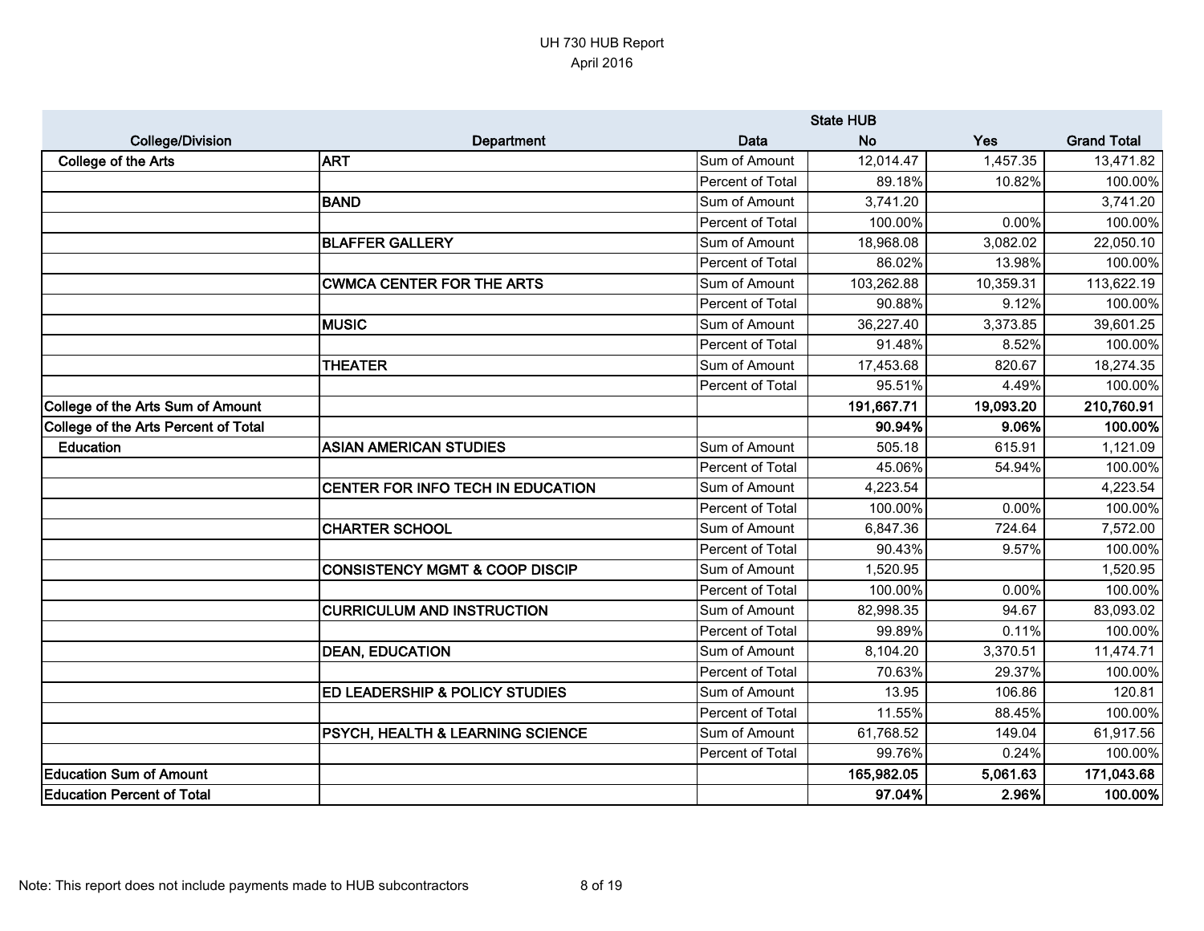UH 730 HUB Report
April 2016

| College/Division | Department | Data | State HUB No | Yes | Grand Total |
|---|---|---|---|---|---|
| College of the Arts | ART | Sum of Amount | 12,014.47 | 1,457.35 | 13,471.82 |
| | | Percent of Total | 89.18% | 10.82% | 100.00% |
| | BAND | Sum of Amount | 3,741.20 | | 3,741.20 |
| | | Percent of Total | 100.00% | 0.00% | 100.00% |
| | BLAFFER GALLERY | Sum of Amount | 18,968.08 | 3,082.02 | 22,050.10 |
| | | Percent of Total | 86.02% | 13.98% | 100.00% |
| | CWMCA CENTER FOR THE ARTS | Sum of Amount | 103,262.88 | 10,359.31 | 113,622.19 |
| | | Percent of Total | 90.88% | 9.12% | 100.00% |
| | MUSIC | Sum of Amount | 36,227.40 | 3,373.85 | 39,601.25 |
| | | Percent of Total | 91.48% | 8.52% | 100.00% |
| | THEATER | Sum of Amount | 17,453.68 | 820.67 | 18,274.35 |
| | | Percent of Total | 95.51% | 4.49% | 100.00% |
| **College of the Arts Sum of Amount** | | | **191,667.71** | **19,093.20** | **210,760.91** |
| **College of the Arts Percent of Total** | | | **90.94%** | **9.06%** | **100.00%** |
| Education | ASIAN AMERICAN STUDIES | Sum of Amount | 505.18 | 615.91 | 1,121.09 |
| | | Percent of Total | 45.06% | 54.94% | 100.00% |
| | CENTER FOR INFO TECH IN EDUCATION | Sum of Amount | 4,223.54 | | 4,223.54 |
| | | Percent of Total | 100.00% | 0.00% | 100.00% |
| | CHARTER SCHOOL | Sum of Amount | 6,847.36 | 724.64 | 7,572.00 |
| | | Percent of Total | 90.43% | 9.57% | 100.00% |
| | CONSISTENCY MGMT & COOP DISCIP | Sum of Amount | 1,520.95 | | 1,520.95 |
| | | Percent of Total | 100.00% | 0.00% | 100.00% |
| | CURRICULUM AND INSTRUCTION | Sum of Amount | 82,998.35 | 94.67 | 83,093.02 |
| | | Percent of Total | 99.89% | 0.11% | 100.00% |
| | DEAN, EDUCATION | Sum of Amount | 8,104.20 | 3,370.51 | 11,474.71 |
| | | Percent of Total | 70.63% | 29.37% | 100.00% |
| | ED LEADERSHIP & POLICY STUDIES | Sum of Amount | 13.95 | 106.86 | 120.81 |
| | | Percent of Total | 11.55% | 88.45% | 100.00% |
| | PSYCH, HEALTH & LEARNING SCIENCE | Sum of Amount | 61,768.52 | 149.04 | 61,917.56 |
| | | Percent of Total | 99.76% | 0.24% | 100.00% |
| **Education Sum of Amount** | | | **165,982.05** | **5,061.63** | **171,043.68** |
| **Education Percent of Total** | | | **97.04%** | **2.96%** | **100.00%** |

Note: This report does not include payments made to HUB subcontractors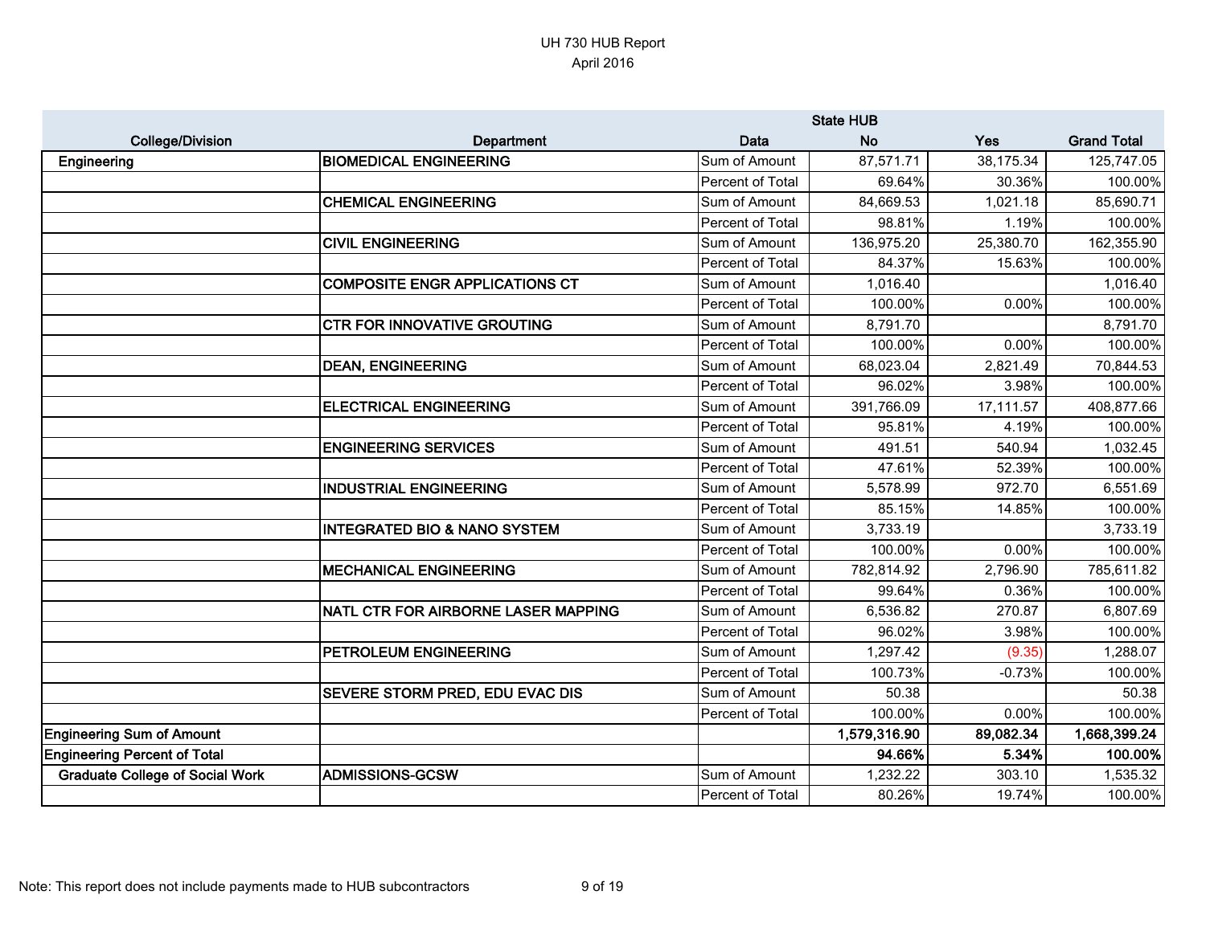UH 730 HUB Report
April 2016

| College/Division | Department | Data | State HUB No | Yes | Grand Total |
|---|---|---|---|---|---|
| Engineering | BIOMEDICAL ENGINEERING | Sum of Amount | 87,571.71 | 38,175.34 | 125,747.05 |
| | | Percent of Total | 69.64% | 30.36% | 100.00% |
| | CHEMICAL ENGINEERING | Sum of Amount | 84,669.53 | 1,021.18 | 85,690.71 |
| | | Percent of Total | 98.81% | 1.19% | 100.00% |
| | CIVIL ENGINEERING | Sum of Amount | 136,975.20 | 25,380.70 | 162,355.90 |
| | | Percent of Total | 84.37% | 15.63% | 100.00% |
| | COMPOSITE ENGR APPLICATIONS CT | Sum of Amount | 1,016.40 | | 1,016.40 |
| | | Percent of Total | 100.00% | 0.00% | 100.00% |
| | CTR FOR INNOVATIVE GROUTING | Sum of Amount | 8,791.70 | | 8,791.70 |
| | | Percent of Total | 100.00% | 0.00% | 100.00% |
| | DEAN, ENGINEERING | Sum of Amount | 68,023.04 | 2,821.49 | 70,844.53 |
| | | Percent of Total | 96.02% | 3.98% | 100.00% |
| | ELECTRICAL ENGINEERING | Sum of Amount | 391,766.09 | 17,111.57 | 408,877.66 |
| | | Percent of Total | 95.81% | 4.19% | 100.00% |
| | ENGINEERING SERVICES | Sum of Amount | 491.51 | 540.94 | 1,032.45 |
| | | Percent of Total | 47.61% | 52.39% | 100.00% |
| | INDUSTRIAL ENGINEERING | Sum of Amount | 5,578.99 | 972.70 | 6,551.69 |
| | | Percent of Total | 85.15% | 14.85% | 100.00% |
| | INTEGRATED BIO & NANO SYSTEM | Sum of Amount | 3,733.19 | | 3,733.19 |
| | | Percent of Total | 100.00% | 0.00% | 100.00% |
| | MECHANICAL ENGINEERING | Sum of Amount | 782,814.92 | 2,796.90 | 785,611.82 |
| | | Percent of Total | 99.64% | 0.36% | 100.00% |
| | NATL CTR FOR AIRBORNE LASER MAPPING | Sum of Amount | 6,536.82 | 270.87 | 6,807.69 |
| | | Percent of Total | 96.02% | 3.98% | 100.00% |
| | PETROLEUM ENGINEERING | Sum of Amount | 1,297.42 | (9.35) | 1,288.07 |
| | | Percent of Total | 100.73% | -0.73% | 100.00% |
| | SEVERE STORM PRED, EDU EVAC DIS | Sum of Amount | 50.38 | | 50.38 |
| | | Percent of Total | 100.00% | 0.00% | 100.00% |
| **Engineering Sum of Amount** | | | **1,579,316.90** | **89,082.34** | **1,668,399.24** |
| **Engineering Percent of Total** | | | **94.66%** | **5.34%** | **100.00%** |
| Graduate College of Social Work | ADMISSIONS-GCSW | Sum of Amount | 1,232.22 | 303.10 | 1,535.32 |
| | | Percent of Total | 80.26% | 19.74% | 100.00% |

Note: This report does not include payments made to HUB subcontractors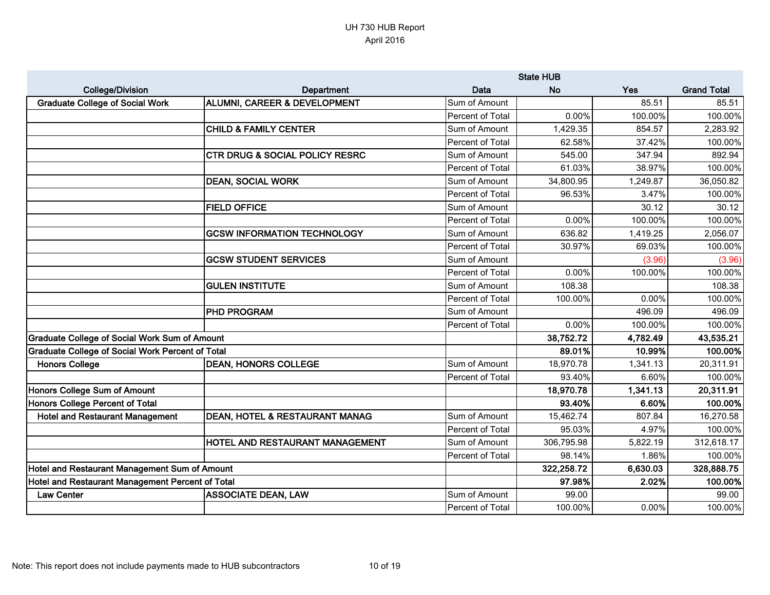UH 730 HUB Report
April 2016

| College/Division | Department | Data | State HUB No | Yes | Grand Total |
|---|---|---|---|---|---|
| **Graduate College of Social Work** | **ALUMNI, CAREER & DEVELOPMENT** | Sum of Amount | | 85.51 | 85.51 |
| | | Percent of Total | 0.00% | 100.00% | 100.00% |
| | **CHILD & FAMILY CENTER** | Sum of Amount | 1,429.35 | 854.57 | 2,283.92 |
| | | Percent of Total | 62.58% | 37.42% | 100.00% |
| | **CTR DRUG & SOCIAL POLICY RESRC** | Sum of Amount | 545.00 | 347.94 | 892.94 |
| | | Percent of Total | 61.03% | 38.97% | 100.00% |
| | **DEAN, SOCIAL WORK** | Sum of Amount | 34,800.95 | 1,249.87 | 36,050.82 |
| | | Percent of Total | 96.53% | 3.47% | 100.00% |
| | **FIELD OFFICE** | Sum of Amount | | 30.12 | 30.12 |
| | | Percent of Total | 0.00% | 100.00% | 100.00% |
| | **GCSW INFORMATION TECHNOLOGY** | Sum of Amount | 636.82 | 1,419.25 | 2,056.07 |
| | | Percent of Total | 30.97% | 69.03% | 100.00% |
| | **GCSW STUDENT SERVICES** | Sum of Amount | | (3.96) | (3.96) |
| | | Percent of Total | 0.00% | 100.00% | 100.00% |
| | **GULEN INSTITUTE** | Sum of Amount | 108.38 | | 108.38 |
| | | Percent of Total | 100.00% | 0.00% | 100.00% |
| | **PHD PROGRAM** | Sum of Amount | | 496.09 | 496.09 |
| | | Percent of Total | 0.00% | 100.00% | 100.00% |
| **Graduate College of Social Work Sum of Amount** | | | **38,752.72** | **4,782.49** | **43,535.21** |
| **Graduate College of Social Work Percent of Total** | | | **89.01%** | **10.99%** | **100.00%** |
| **Honors College** | **DEAN, HONORS COLLEGE** | Sum of Amount | 18,970.78 | 1,341.13 | 20,311.91 |
| | | Percent of Total | 93.40% | 6.60% | 100.00% |
| **Honors College Sum of Amount** | | | **18,970.78** | **1,341.13** | **20,311.91** |
| **Honors College Percent of Total** | | | **93.40%** | **6.60%** | **100.00%** |
| **Hotel and Restaurant Management** | **DEAN, HOTEL & RESTAURANT MANAG** | Sum of Amount | 15,462.74 | 807.84 | 16,270.58 |
| | | Percent of Total | 95.03% | 4.97% | 100.00% |
| | **HOTEL AND RESTAURANT MANAGEMENT** | Sum of Amount | 306,795.98 | 5,822.19 | 312,618.17 |
| | | Percent of Total | 98.14% | 1.86% | 100.00% |
| **Hotel and Restaurant Management Sum of Amount** | | | **322,258.72** | **6,630.03** | **328,888.75** |
| **Hotel and Restaurant Management Percent of Total** | | | **97.98%** | **2.02%** | **100.00%** |
| **Law Center** | **ASSOCIATE DEAN, LAW** | Sum of Amount | 99.00 | | 99.00 |
| | | Percent of Total | 100.00% | 0.00% | 100.00% |

Note: This report does not include payments made to HUB subcontractors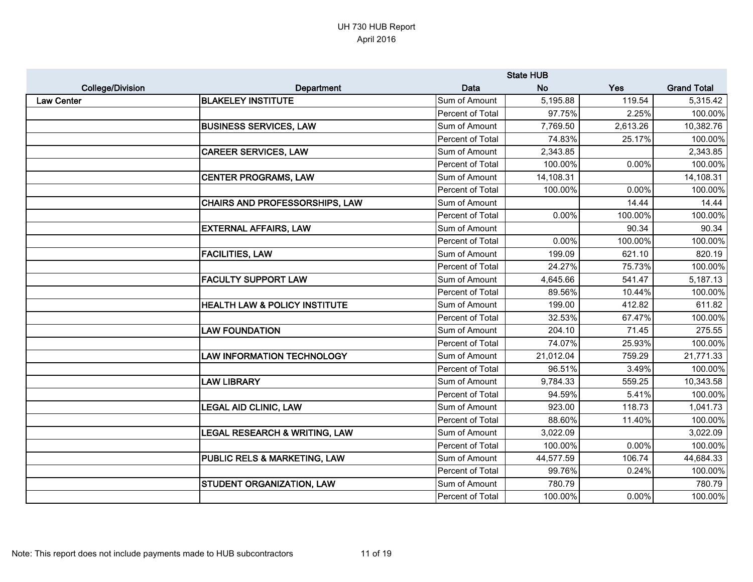UH 730 HUB Report
April 2016

| College/Division | Department | Data | State HUB No | Yes | Grand Total |
|---|---|---|---|---|---|
| Law Center | BLAKELEY INSTITUTE | Sum of Amount | 5,195.88 | 119.54 | 5,315.42 |
| | | Percent of Total | 97.75% | 2.25% | 100.00% |
| | BUSINESS SERVICES, LAW | Sum of Amount | 7,769.50 | 2,613.26 | 10,382.76 |
| | | Percent of Total | 74.83% | 25.17% | 100.00% |
| | CAREER SERVICES, LAW | Sum of Amount | 2,343.85 | | 2,343.85 |
| | | Percent of Total | 100.00% | 0.00% | 100.00% |
| | CENTER PROGRAMS, LAW | Sum of Amount | 14,108.31 | | 14,108.31 |
| | | Percent of Total | 100.00% | 0.00% | 100.00% |
| | CHAIRS AND PROFESSORSHIPS, LAW | Sum of Amount | | 14.44 | 14.44 |
| | | Percent of Total | 0.00% | 100.00% | 100.00% |
| | EXTERNAL AFFAIRS, LAW | Sum of Amount | | 90.34 | 90.34 |
| | | Percent of Total | 0.00% | 100.00% | 100.00% |
| | FACILITIES, LAW | Sum of Amount | 199.09 | 621.10 | 820.19 |
| | | Percent of Total | 24.27% | 75.73% | 100.00% |
| | FACULTY SUPPORT LAW | Sum of Amount | 4,645.66 | 541.47 | 5,187.13 |
| | | Percent of Total | 89.56% | 10.44% | 100.00% |
| | HEALTH LAW & POLICY INSTITUTE | Sum of Amount | 199.00 | 412.82 | 611.82 |
| | | Percent of Total | 32.53% | 67.47% | 100.00% |
| | LAW FOUNDATION | Sum of Amount | 204.10 | 71.45 | 275.55 |
| | | Percent of Total | 74.07% | 25.93% | 100.00% |
| | LAW INFORMATION TECHNOLOGY | Sum of Amount | 21,012.04 | 759.29 | 21,771.33 |
| | | Percent of Total | 96.51% | 3.49% | 100.00% |
| | LAW LIBRARY | Sum of Amount | 9,784.33 | 559.25 | 10,343.58 |
| | | Percent of Total | 94.59% | 5.41% | 100.00% |
| | LEGAL AID CLINIC, LAW | Sum of Amount | 923.00 | 118.73 | 1,041.73 |
| | | Percent of Total | 88.60% | 11.40% | 100.00% |
| | LEGAL RESEARCH & WRITING, LAW | Sum of Amount | 3,022.09 | | 3,022.09 |
| | | Percent of Total | 100.00% | 0.00% | 100.00% |
| | PUBLIC RELS & MARKETING, LAW | Sum of Amount | 44,577.59 | 106.74 | 44,684.33 |
| | | Percent of Total | 99.76% | 0.24% | 100.00% |
| | STUDENT ORGANIZATION, LAW | Sum of Amount | 780.79 | | 780.79 |
| | | Percent of Total | 100.00% | 0.00% | 100.00% |

Note: This report does not include payments made to HUB subcontractors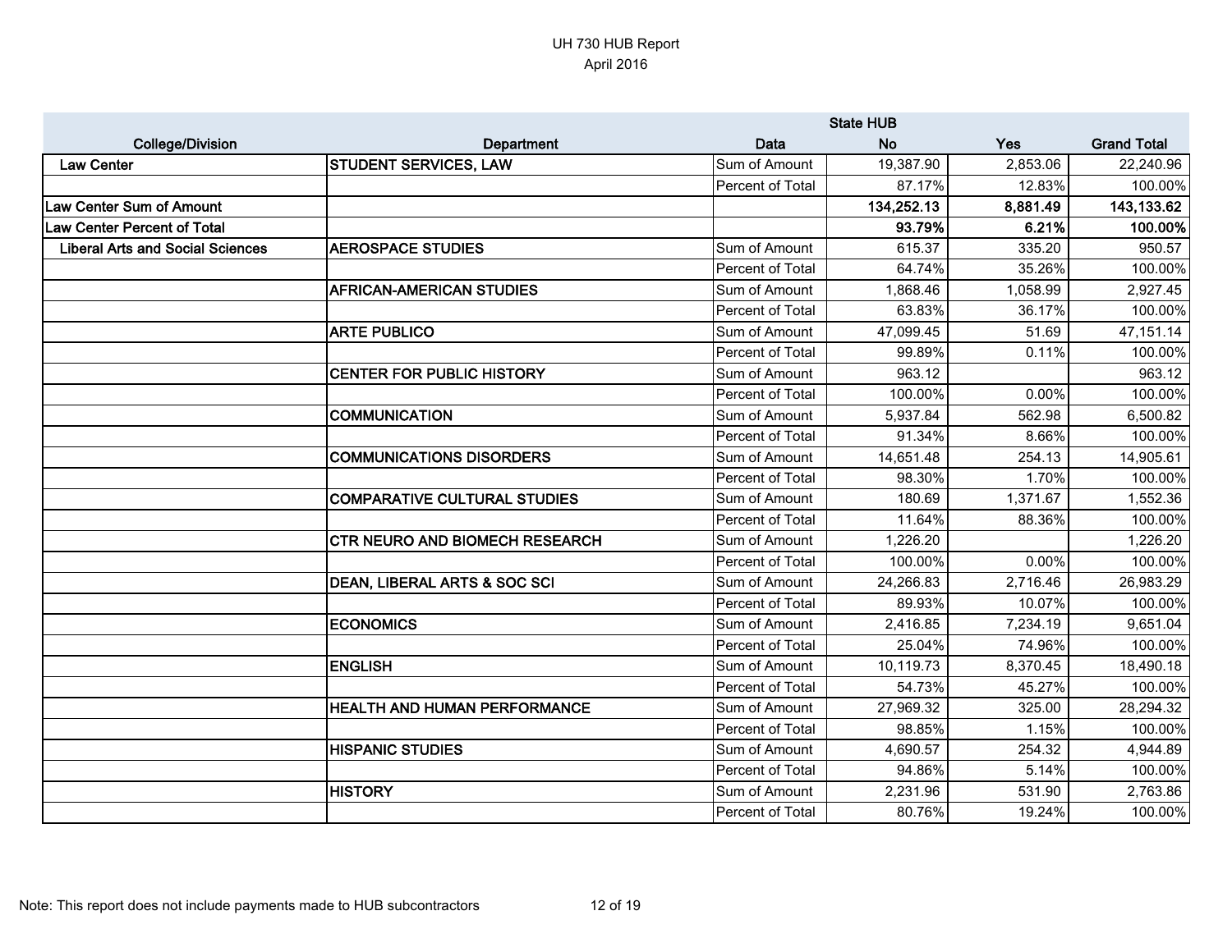UH 730 HUB Report
April 2016

| College/Division | Department | Data | State HUB No | Yes | Grand Total |
|---|---|---|---|---|---|
| Law Center | STUDENT SERVICES, LAW | Sum of Amount | 19,387.90 | 2,853.06 | 22,240.96 |
| | | Percent of Total | 87.17% | 12.83% | 100.00% |
| **Law Center Sum of Amount** | | | **134,252.13** | **8,881.49** | **143,133.62** |
| **Law Center Percent of Total** | | | **93.79%** | **6.21%** | **100.00%** |
| Liberal Arts and Social Sciences | AEROSPACE STUDIES | Sum of Amount | 615.37 | 335.20 | 950.57 |
| | | Percent of Total | 64.74% | 35.26% | 100.00% |
| | AFRICAN-AMERICAN STUDIES | Sum of Amount | 1,868.46 | 1,058.99 | 2,927.45 |
| | | Percent of Total | 63.83% | 36.17% | 100.00% |
| | ARTE PUBLICO | Sum of Amount | 47,099.45 | 51.69 | 47,151.14 |
| | | Percent of Total | 99.89% | 0.11% | 100.00% |
| | CENTER FOR PUBLIC HISTORY | Sum of Amount | 963.12 | | 963.12 |
| | | Percent of Total | 100.00% | 0.00% | 100.00% |
| | COMMUNICATION | Sum of Amount | 5,937.84 | 562.98 | 6,500.82 |
| | | Percent of Total | 91.34% | 8.66% | 100.00% |
| | COMMUNICATIONS DISORDERS | Sum of Amount | 14,651.48 | 254.13 | 14,905.61 |
| | | Percent of Total | 98.30% | 1.70% | 100.00% |
| | COMPARATIVE CULTURAL STUDIES | Sum of Amount | 180.69 | 1,371.67 | 1,552.36 |
| | | Percent of Total | 11.64% | 88.36% | 100.00% |
| | CTR NEURO AND BIOMECH RESEARCH | Sum of Amount | 1,226.20 | | 1,226.20 |
| | | Percent of Total | 100.00% | 0.00% | 100.00% |
| | DEAN, LIBERAL ARTS & SOC SCI | Sum of Amount | 24,266.83 | 2,716.46 | 26,983.29 |
| | | Percent of Total | 89.93% | 10.07% | 100.00% |
| | ECONOMICS | Sum of Amount | 2,416.85 | 7,234.19 | 9,651.04 |
| | | Percent of Total | 25.04% | 74.96% | 100.00% |
| | ENGLISH | Sum of Amount | 10,119.73 | 8,370.45 | 18,490.18 |
| | | Percent of Total | 54.73% | 45.27% | 100.00% |
| | HEALTH AND HUMAN PERFORMANCE | Sum of Amount | 27,969.32 | 325.00 | 28,294.32 |
| | | Percent of Total | 98.85% | 1.15% | 100.00% |
| | HISPANIC STUDIES | Sum of Amount | 4,690.57 | 254.32 | 4,944.89 |
| | | Percent of Total | 94.86% | 5.14% | 100.00% |
| | HISTORY | Sum of Amount | 2,231.96 | 531.90 | 2,763.86 |
| | | Percent of Total | 80.76% | 19.24% | 100.00% |

Note: This report does not include payments made to HUB subcontractors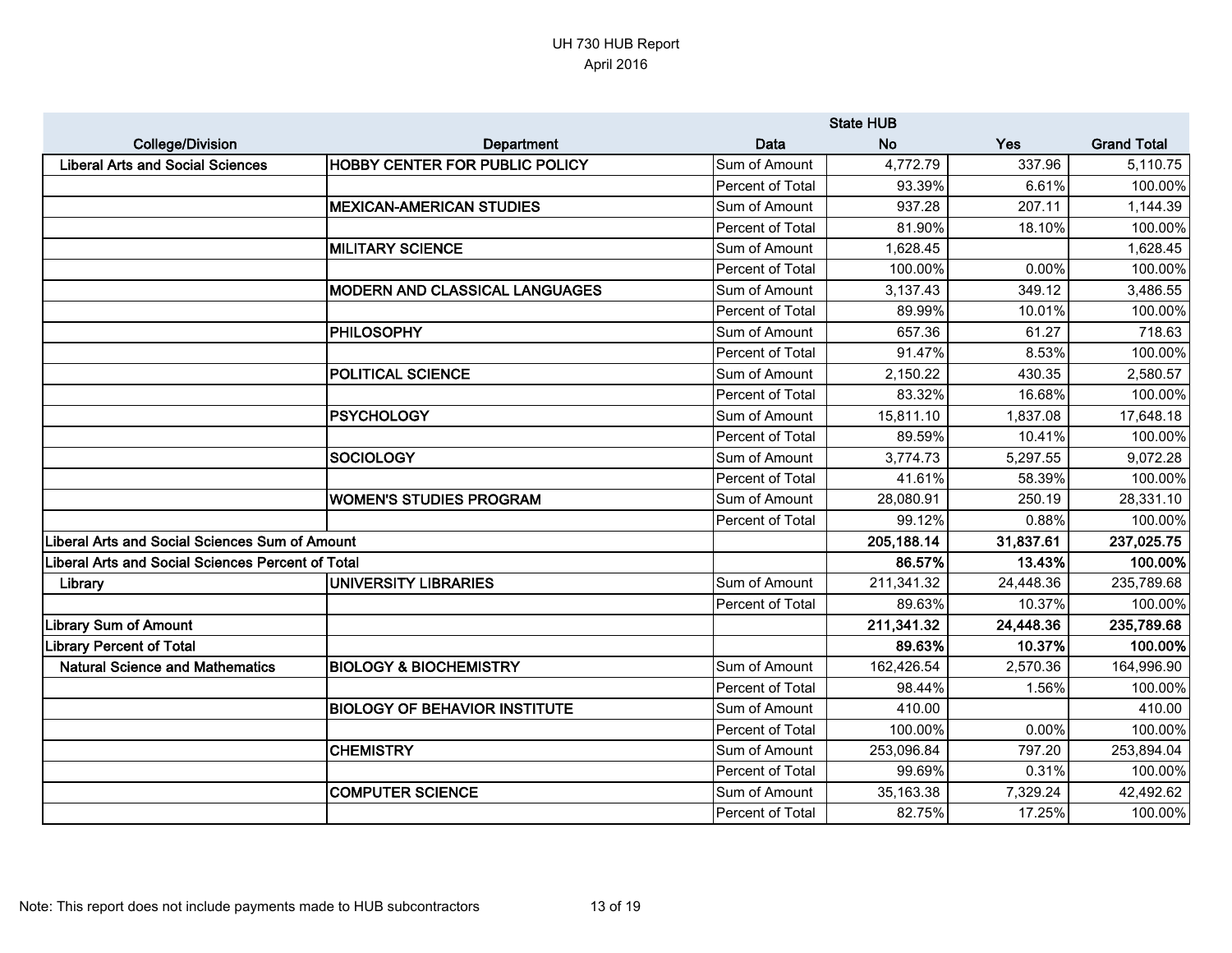# UH 730 HUB Report
April 2016

| College/Division | Department | Data | State HUB No | Yes | Grand Total |
|---|---|---|---|---|---|
| Liberal Arts and Social Sciences | HOBBY CENTER FOR PUBLIC POLICY | Sum of Amount | 4,772.79 | 337.96 | 5,110.75 |
| | | Percent of Total | 93.39% | 6.61% | 100.00% |
| | MEXICAN-AMERICAN STUDIES | Sum of Amount | 937.28 | 207.11 | 1,144.39 |
| | | Percent of Total | 81.90% | 18.10% | 100.00% |
| | MILITARY SCIENCE | Sum of Amount | 1,628.45 | | 1,628.45 |
| | | Percent of Total | 100.00% | 0.00% | 100.00% |
| | MODERN AND CLASSICAL LANGUAGES | Sum of Amount | 3,137.43 | 349.12 | 3,486.55 |
| | | Percent of Total | 89.99% | 10.01% | 100.00% |
| | PHILOSOPHY | Sum of Amount | 657.36 | 61.27 | 718.63 |
| | | Percent of Total | 91.47% | 8.53% | 100.00% |
| | POLITICAL SCIENCE | Sum of Amount | 2,150.22 | 430.35 | 2,580.57 |
| | | Percent of Total | 83.32% | 16.68% | 100.00% |
| | PSYCHOLOGY | Sum of Amount | 15,811.10 | 1,837.08 | 17,648.18 |
| | | Percent of Total | 89.59% | 10.41% | 100.00% |
| | SOCIOLOGY | Sum of Amount | 3,774.73 | 5,297.55 | 9,072.28 |
| | | Percent of Total | 41.61% | 58.39% | 100.00% |
| | WOMEN'S STUDIES PROGRAM | Sum of Amount | 28,080.91 | 250.19 | 28,331.10 |
| | | Percent of Total | 99.12% | 0.88% | 100.00% |
| **Liberal Arts and Social Sciences Sum of Amount** | | | **205,188.14** | **31,837.61** | **237,025.75** |
| **Liberal Arts and Social Sciences Percent of Total** | | | **86.57%** | **13.43%** | **100.00%** |
| Library | UNIVERSITY LIBRARIES | Sum of Amount | 211,341.32 | 24,448.36 | 235,789.68 |
| | | Percent of Total | 89.63% | 10.37% | 100.00% |
| **Library Sum of Amount** | | | **211,341.32** | **24,448.36** | **235,789.68** |
| **Library Percent of Total** | | | **89.63%** | **10.37%** | **100.00%** |
| Natural Science and Mathematics | BIOLOGY & BIOCHEMISTRY | Sum of Amount | 162,426.54 | 2,570.36 | 164,996.90 |
| | | Percent of Total | 98.44% | 1.56% | 100.00% |
| | BIOLOGY OF BEHAVIOR INSTITUTE | Sum of Amount | 410.00 | | 410.00 |
| | | Percent of Total | 100.00% | 0.00% | 100.00% |
| | CHEMISTRY | Sum of Amount | 253,096.84 | 797.20 | 253,894.04 |
| | | Percent of Total | 99.69% | 0.31% | 100.00% |
| | COMPUTER SCIENCE | Sum of Amount | 35,163.38 | 7,329.24 | 42,492.62 |
| | | Percent of Total | 82.75% | 17.25% | 100.00% |

Note: This report does not include payments made to HUB subcontractors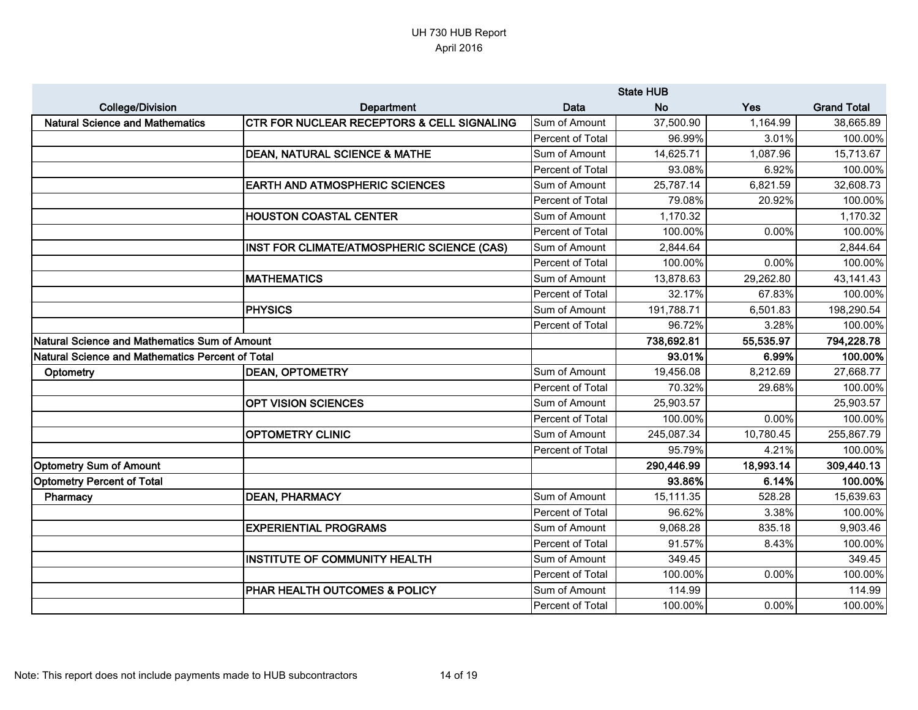UH 730 HUB Report
April 2016

| College/Division | Department | Data | State HUB No | Yes | Grand Total |
|---|---|---|---|---|---|
| Natural Science and Mathematics | CTR FOR NUCLEAR RECEPTORS & CELL SIGNALING | Sum of Amount | 37,500.90 | 1,164.99 | 38,665.89 |
| | | Percent of Total | 96.99% | 3.01% | 100.00% |
| | DEAN, NATURAL SCIENCE & MATHE | Sum of Amount | 14,625.71 | 1,087.96 | 15,713.67 |
| | | Percent of Total | 93.08% | 6.92% | 100.00% |
| | EARTH AND ATMOSPHERIC SCIENCES | Sum of Amount | 25,787.14 | 6,821.59 | 32,608.73 |
| | | Percent of Total | 79.08% | 20.92% | 100.00% |
| | HOUSTON COASTAL CENTER | Sum of Amount | 1,170.32 | | 1,170.32 |
| | | Percent of Total | 100.00% | 0.00% | 100.00% |
| | INST FOR CLIMATE/ATMOSPHERIC SCIENCE (CAS) | Sum of Amount | 2,844.64 | | 2,844.64 |
| | | Percent of Total | 100.00% | 0.00% | 100.00% |
| | MATHEMATICS | Sum of Amount | 13,878.63 | 29,262.80 | 43,141.43 |
| | | Percent of Total | 32.17% | 67.83% | 100.00% |
| | PHYSICS | Sum of Amount | 191,788.71 | 6,501.83 | 198,290.54 |
| | | Percent of Total | 96.72% | 3.28% | 100.00% |
| **Natural Science and Mathematics Sum of Amount** | | | **738,692.81** | **55,535.97** | **794,228.78** |
| **Natural Science and Mathematics Percent of Total** | | | **93.01%** | **6.99%** | **100.00%** |
| Optometry | DEAN, OPTOMETRY | Sum of Amount | 19,456.08 | 8,212.69 | 27,668.77 |
| | | Percent of Total | 70.32% | 29.68% | 100.00% |
| | OPT VISION SCIENCES | Sum of Amount | 25,903.57 | | 25,903.57 |
| | | Percent of Total | 100.00% | 0.00% | 100.00% |
| | OPTOMETRY CLINIC | Sum of Amount | 245,087.34 | 10,780.45 | 255,867.79 |
| | | Percent of Total | 95.79% | 4.21% | 100.00% |
| **Optometry Sum of Amount** | | | **290,446.99** | **18,993.14** | **309,440.13** |
| **Optometry Percent of Total** | | | **93.86%** | **6.14%** | **100.00%** |
| Pharmacy | DEAN, PHARMACY | Sum of Amount | 15,111.35 | 528.28 | 15,639.63 |
| | | Percent of Total | 96.62% | 3.38% | 100.00% |
| | EXPERIENTIAL PROGRAMS | Sum of Amount | 9,068.28 | 835.18 | 9,903.46 |
| | | Percent of Total | 91.57% | 8.43% | 100.00% |
| | INSTITUTE OF COMMUNITY HEALTH | Sum of Amount | 349.45 | | 349.45 |
| | | Percent of Total | 100.00% | 0.00% | 100.00% |
| | PHAR HEALTH OUTCOMES & POLICY | Sum of Amount | 114.99 | | 114.99 |
| | | Percent of Total | 100.00% | 0.00% | 100.00% |

Note: This report does not include payments made to HUB subcontractors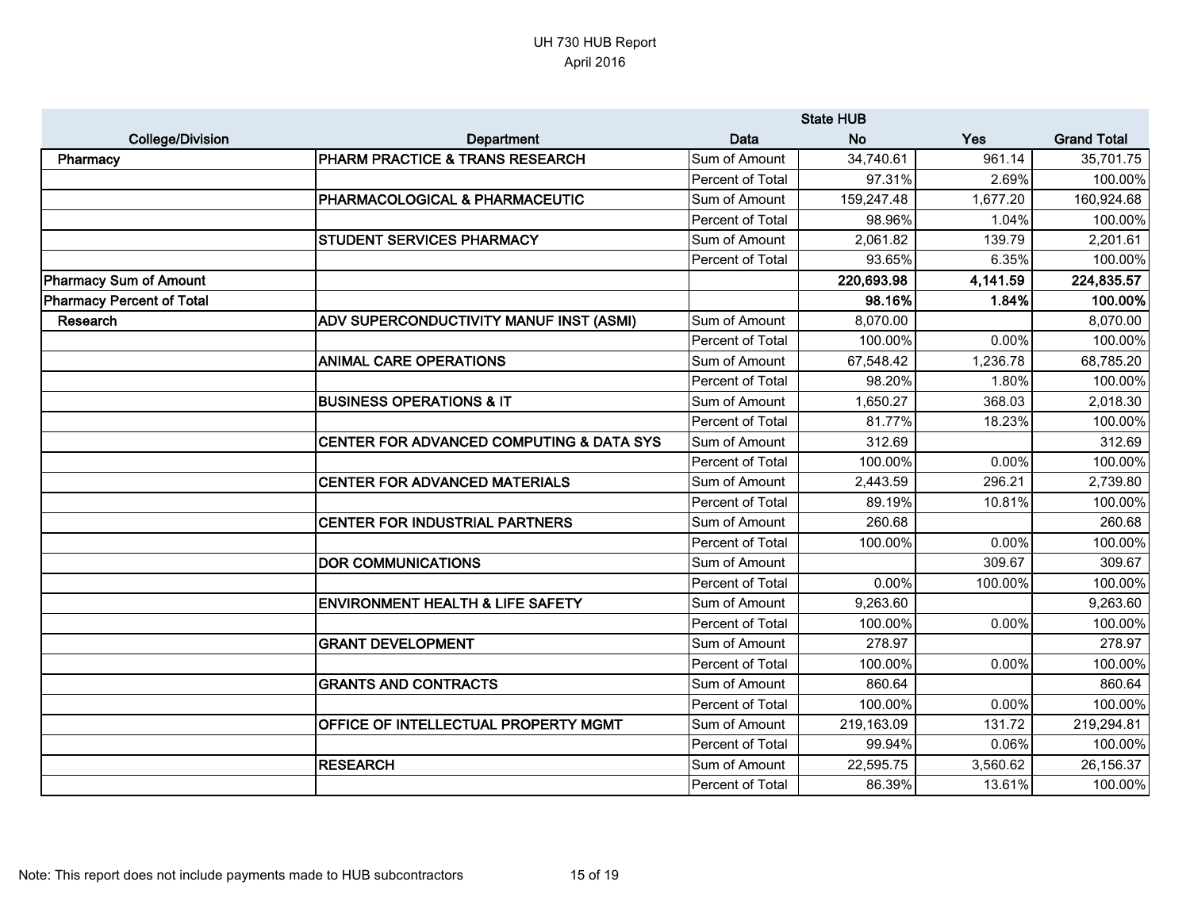# UH 730 HUB Report

April 2016

| College/Division | Department | Data | State HUB No | Yes | Grand Total |
|---|---|---|---|---|---|
| Pharmacy | PHARM PRACTICE & TRANS RESEARCH | Sum of Amount | 34,740.61 | 961.14 | 35,701.75 |
| | | Percent of Total | 97.31% | 2.69% | 100.00% |
| | PHARMACOLOGICAL & PHARMACEUTIC | Sum of Amount | 159,247.48 | 1,677.20 | 160,924.68 |
| | | Percent of Total | 98.96% | 1.04% | 100.00% |
| | STUDENT SERVICES PHARMACY | Sum of Amount | 2,061.82 | 139.79 | 2,201.61 |
| | | Percent of Total | 93.65% | 6.35% | 100.00% |
| **Pharmacy Sum of Amount** | | | **220,693.98** | **4,141.59** | **224,835.57** |
| **Pharmacy Percent of Total** | | | **98.16%** | **1.84%** | **100.00%** |
| Research | ADV SUPERCONDUCTIVITY MANUF INST (ASMI) | Sum of Amount | 8,070.00 | | 8,070.00 |
| | | Percent of Total | 100.00% | 0.00% | 100.00% |
| | ANIMAL CARE OPERATIONS | Sum of Amount | 67,548.42 | 1,236.78 | 68,785.20 |
| | | Percent of Total | 98.20% | 1.80% | 100.00% |
| | BUSINESS OPERATIONS & IT | Sum of Amount | 1,650.27 | 368.03 | 2,018.30 |
| | | Percent of Total | 81.77% | 18.23% | 100.00% |
| | CENTER FOR ADVANCED COMPUTING & DATA SYS | Sum of Amount | 312.69 | | 312.69 |
| | | Percent of Total | 100.00% | 0.00% | 100.00% |
| | CENTER FOR ADVANCED MATERIALS | Sum of Amount | 2,443.59 | 296.21 | 2,739.80 |
| | | Percent of Total | 89.19% | 10.81% | 100.00% |
| | CENTER FOR INDUSTRIAL PARTNERS | Sum of Amount | 260.68 | | 260.68 |
| | | Percent of Total | 100.00% | 0.00% | 100.00% |
| | DOR COMMUNICATIONS | Sum of Amount | | 309.67 | 309.67 |
| | | Percent of Total | 0.00% | 100.00% | 100.00% |
| | ENVIRONMENT HEALTH & LIFE SAFETY | Sum of Amount | 9,263.60 | | 9,263.60 |
| | | Percent of Total | 100.00% | 0.00% | 100.00% |
| | GRANT DEVELOPMENT | Sum of Amount | 278.97 | | 278.97 |
| | | Percent of Total | 100.00% | 0.00% | 100.00% |
| | GRANTS AND CONTRACTS | Sum of Amount | 860.64 | | 860.64 |
| | | Percent of Total | 100.00% | 0.00% | 100.00% |
| | OFFICE OF INTELLECTUAL PROPERTY MGMT | Sum of Amount | 219,163.09 | 131.72 | 219,294.81 |
| | | Percent of Total | 99.94% | 0.06% | 100.00% |
| | RESEARCH | Sum of Amount | 22,595.75 | 3,560.62 | 26,156.37 |
| | | Percent of Total | 86.39% | 13.61% | 100.00% |

Note: This report does not include payments made to HUB subcontractors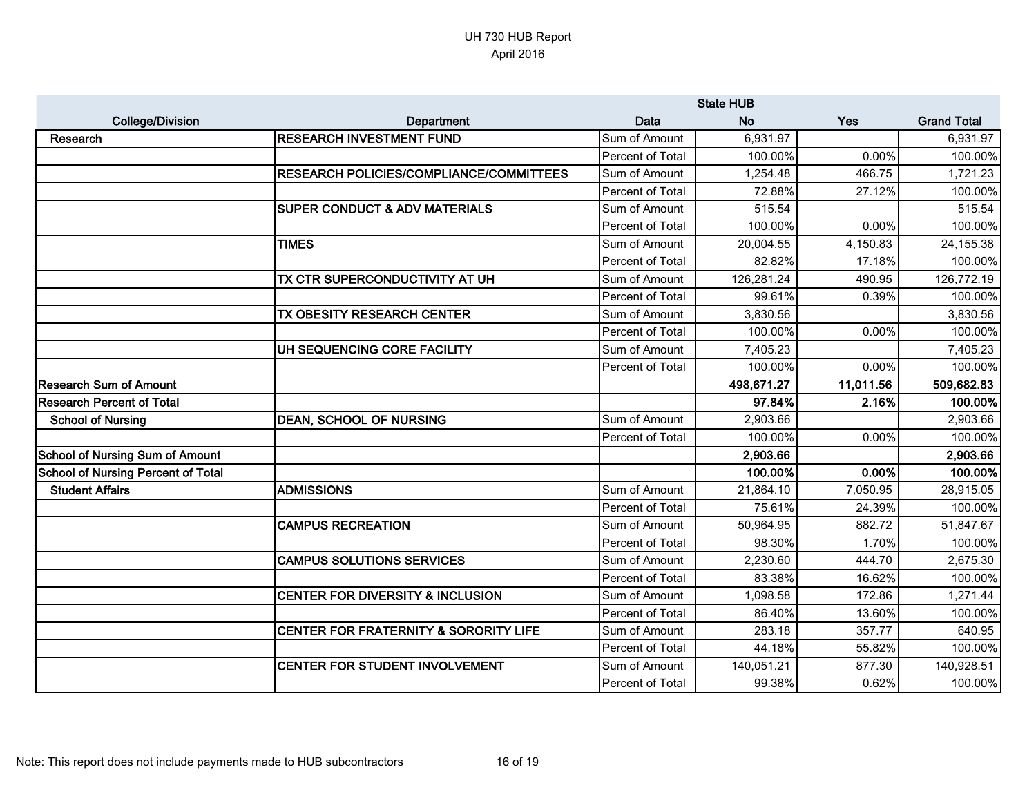UH 730 HUB Report
April 2016

| College/Division | Department | Data | State HUB No | Yes | Grand Total |
|---|---|---|---|---|---|
| Research | RESEARCH INVESTMENT FUND | Sum of Amount | 6,931.97 | | 6,931.97 |
| | | Percent of Total | 100.00% | 0.00% | 100.00% |
| | RESEARCH POLICIES/COMPLIANCE/COMMITTEES | Sum of Amount | 1,254.48 | 466.75 | 1,721.23 |
| | | Percent of Total | 72.88% | 27.12% | 100.00% |
| | SUPER CONDUCT & ADV MATERIALS | Sum of Amount | 515.54 | | 515.54 |
| | | Percent of Total | 100.00% | 0.00% | 100.00% |
| | TIMES | Sum of Amount | 20,004.55 | 4,150.83 | 24,155.38 |
| | | Percent of Total | 82.82% | 17.18% | 100.00% |
| | TX CTR SUPERCONDUCTIVITY AT UH | Sum of Amount | 126,281.24 | 490.95 | 126,772.19 |
| | | Percent of Total | 99.61% | 0.39% | 100.00% |
| | TX OBESITY RESEARCH CENTER | Sum of Amount | 3,830.56 | | 3,830.56 |
| | | Percent of Total | 100.00% | 0.00% | 100.00% |
| | UH SEQUENCING CORE FACILITY | Sum of Amount | 7,405.23 | | 7,405.23 |
| | | Percent of Total | 100.00% | 0.00% | 100.00% |
| **Research Sum of Amount** | | | **498,671.27** | **11,011.56** | **509,682.83** |
| **Research Percent of Total** | | | **97.84%** | **2.16%** | **100.00%** |
| School of Nursing | DEAN, SCHOOL OF NURSING | Sum of Amount | 2,903.66 | | 2,903.66 |
| | | Percent of Total | 100.00% | 0.00% | 100.00% |
| **School of Nursing Sum of Amount** | | | **2,903.66** | | **2,903.66** |
| **School of Nursing Percent of Total** | | | **100.00%** | **0.00%** | **100.00%** |
| Student Affairs | ADMISSIONS | Sum of Amount | 21,864.10 | 7,050.95 | 28,915.05 |
| | | Percent of Total | 75.61% | 24.39% | 100.00% |
| | CAMPUS RECREATION | Sum of Amount | 50,964.95 | 882.72 | 51,847.67 |
| | | Percent of Total | 98.30% | 1.70% | 100.00% |
| | CAMPUS SOLUTIONS SERVICES | Sum of Amount | 2,230.60 | 444.70 | 2,675.30 |
| | | Percent of Total | 83.38% | 16.62% | 100.00% |
| | CENTER FOR DIVERSITY & INCLUSION | Sum of Amount | 1,098.58 | 172.86 | 1,271.44 |
| | | Percent of Total | 86.40% | 13.60% | 100.00% |
| | CENTER FOR FRATERNITY & SORORITY LIFE | Sum of Amount | 283.18 | 357.77 | 640.95 |
| | | Percent of Total | 44.18% | 55.82% | 100.00% |
| | CENTER FOR STUDENT INVOLVEMENT | Sum of Amount | 140,051.21 | 877.30 | 140,928.51 |
| | | Percent of Total | 99.38% | 0.62% | 100.00% |

Note: This report does not include payments made to HUB subcontractors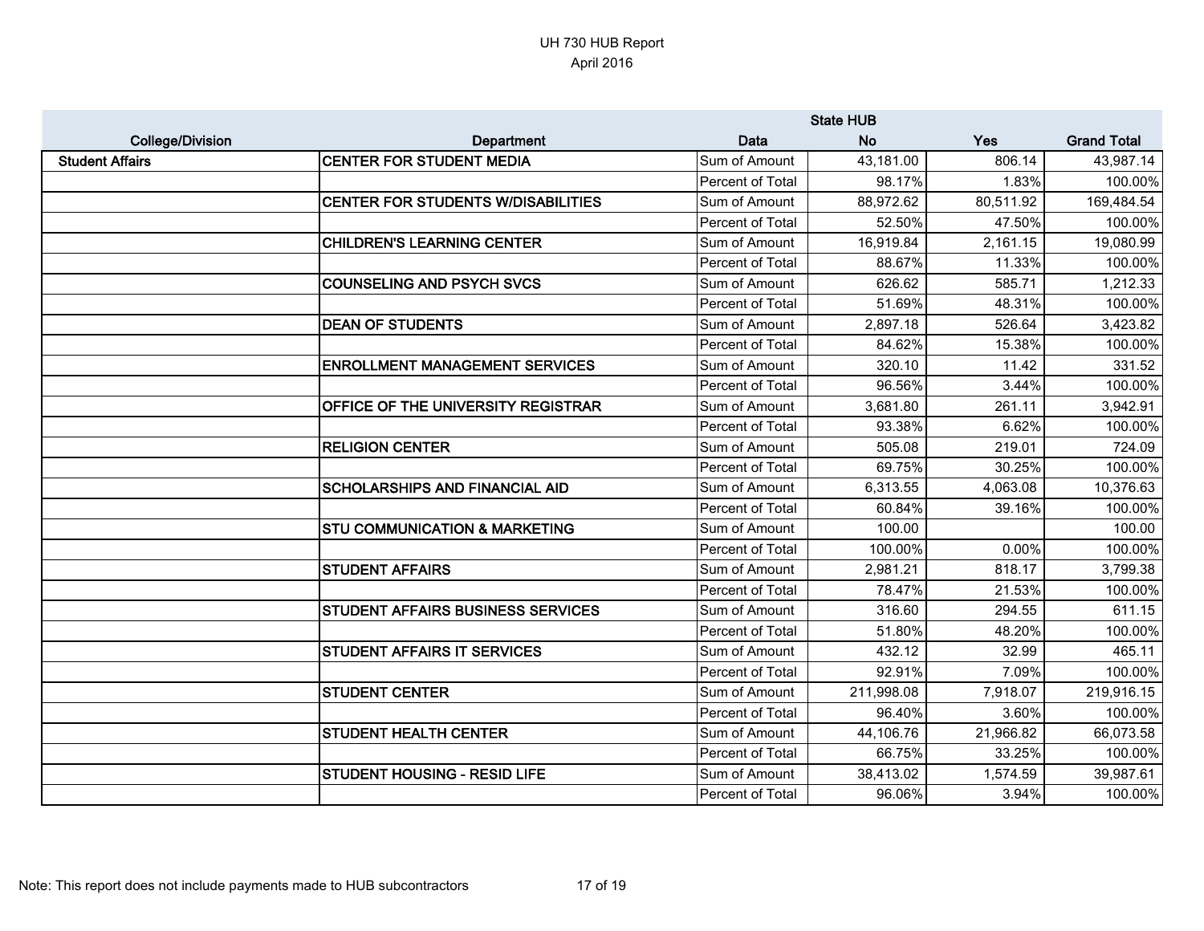UH 730 HUB Report
April 2016

| College/Division | Department | Data | State HUB No | Yes | Grand Total |
|---|---|---|---|---|---|
| Student Affairs | CENTER FOR STUDENT MEDIA | Sum of Amount | 43,181.00 | 806.14 | 43,987.14 |
| | | Percent of Total | 98.17% | 1.83% | 100.00% |
| | CENTER FOR STUDENTS W/DISABILITIES | Sum of Amount | 88,972.62 | 80,511.92 | 169,484.54 |
| | | Percent of Total | 52.50% | 47.50% | 100.00% |
| | CHILDREN'S LEARNING CENTER | Sum of Amount | 16,919.84 | 2,161.15 | 19,080.99 |
| | | Percent of Total | 88.67% | 11.33% | 100.00% |
| | COUNSELING AND PSYCH SVCS | Sum of Amount | 626.62 | 585.71 | 1,212.33 |
| | | Percent of Total | 51.69% | 48.31% | 100.00% |
| | DEAN OF STUDENTS | Sum of Amount | 2,897.18 | 526.64 | 3,423.82 |
| | | Percent of Total | 84.62% | 15.38% | 100.00% |
| | ENROLLMENT MANAGEMENT SERVICES | Sum of Amount | 320.10 | 11.42 | 331.52 |
| | | Percent of Total | 96.56% | 3.44% | 100.00% |
| | OFFICE OF THE UNIVERSITY REGISTRAR | Sum of Amount | 3,681.80 | 261.11 | 3,942.91 |
| | | Percent of Total | 93.38% | 6.62% | 100.00% |
| | RELIGION CENTER | Sum of Amount | 505.08 | 219.01 | 724.09 |
| | | Percent of Total | 69.75% | 30.25% | 100.00% |
| | SCHOLARSHIPS AND FINANCIAL AID | Sum of Amount | 6,313.55 | 4,063.08 | 10,376.63 |
| | | Percent of Total | 60.84% | 39.16% | 100.00% |
| | STU COMMUNICATION & MARKETING | Sum of Amount | 100.00 | | 100.00 |
| | | Percent of Total | 100.00% | 0.00% | 100.00% |
| | STUDENT AFFAIRS | Sum of Amount | 2,981.21 | 818.17 | 3,799.38 |
| | | Percent of Total | 78.47% | 21.53% | 100.00% |
| | STUDENT AFFAIRS BUSINESS SERVICES | Sum of Amount | 316.60 | 294.55 | 611.15 |
| | | Percent of Total | 51.80% | 48.20% | 100.00% |
| | STUDENT AFFAIRS IT SERVICES | Sum of Amount | 432.12 | 32.99 | 465.11 |
| | | Percent of Total | 92.91% | 7.09% | 100.00% |
| | STUDENT CENTER | Sum of Amount | 211,998.08 | 7,918.07 | 219,916.15 |
| | | Percent of Total | 96.40% | 3.60% | 100.00% |
| | STUDENT HEALTH CENTER | Sum of Amount | 44,106.76 | 21,966.82 | 66,073.58 |
| | | Percent of Total | 66.75% | 33.25% | 100.00% |
| | STUDENT HOUSING - RESID LIFE | Sum of Amount | 38,413.02 | 1,574.59 | 39,987.61 |
| | | Percent of Total | 96.06% | 3.94% | 100.00% |

Note: This report does not include payments made to HUB subcontractors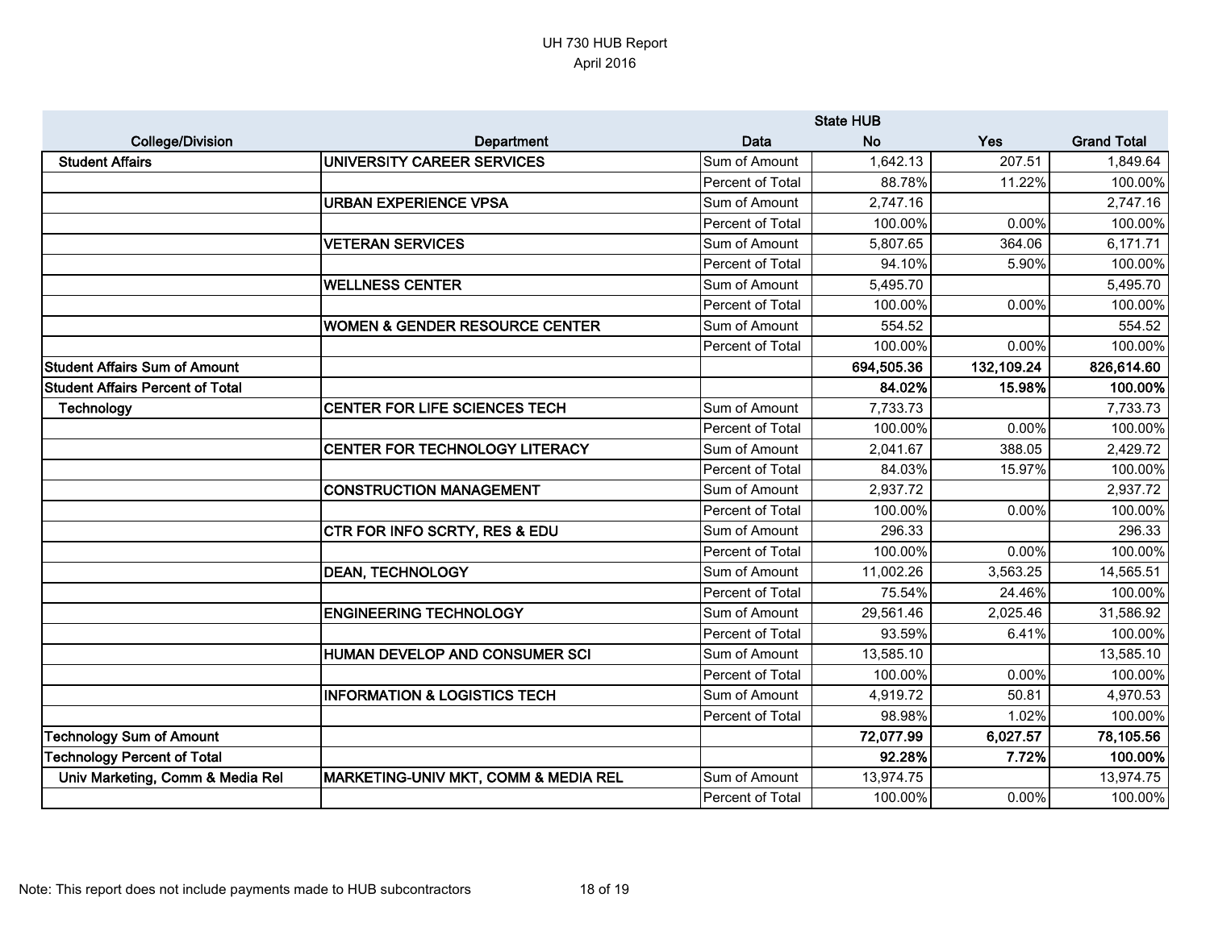UH 730 HUB Report
April 2016

| College/Division | Department | Data | State HUB No | Yes | Grand Total |
|---|---|---|---|---|---|
| Student Affairs | UNIVERSITY CAREER SERVICES | Sum of Amount | 1,642.13 | 207.51 | 1,849.64 |
| | | Percent of Total | 88.78% | 11.22% | 100.00% |
| | URBAN EXPERIENCE VPSA | Sum of Amount | 2,747.16 | | 2,747.16 |
| | | Percent of Total | 100.00% | 0.00% | 100.00% |
| | VETERAN SERVICES | Sum of Amount | 5,807.65 | 364.06 | 6,171.71 |
| | | Percent of Total | 94.10% | 5.90% | 100.00% |
| | WELLNESS CENTER | Sum of Amount | 5,495.70 | | 5,495.70 |
| | | Percent of Total | 100.00% | 0.00% | 100.00% |
| | WOMEN & GENDER RESOURCE CENTER | Sum of Amount | 554.52 | | 554.52 |
| | | Percent of Total | 100.00% | 0.00% | 100.00% |
| **Student Affairs Sum of Amount** | | | **694,505.36** | **132,109.24** | **826,614.60** |
| **Student Affairs Percent of Total** | | | **84.02%** | **15.98%** | **100.00%** |
| Technology | CENTER FOR LIFE SCIENCES TECH | Sum of Amount | 7,733.73 | | 7,733.73 |
| | | Percent of Total | 100.00% | 0.00% | 100.00% |
| | CENTER FOR TECHNOLOGY LITERACY | Sum of Amount | 2,041.67 | 388.05 | 2,429.72 |
| | | Percent of Total | 84.03% | 15.97% | 100.00% |
| | CONSTRUCTION MANAGEMENT | Sum of Amount | 2,937.72 | | 2,937.72 |
| | | Percent of Total | 100.00% | 0.00% | 100.00% |
| | CTR FOR INFO SCRTY, RES & EDU | Sum of Amount | 296.33 | | 296.33 |
| | | Percent of Total | 100.00% | 0.00% | 100.00% |
| | DEAN, TECHNOLOGY | Sum of Amount | 11,002.26 | 3,563.25 | 14,565.51 |
| | | Percent of Total | 75.54% | 24.46% | 100.00% |
| | ENGINEERING TECHNOLOGY | Sum of Amount | 29,561.46 | 2,025.46 | 31,586.92 |
| | | Percent of Total | 93.59% | 6.41% | 100.00% |
| | HUMAN DEVELOP AND CONSUMER SCI | Sum of Amount | 13,585.10 | | 13,585.10 |
| | | Percent of Total | 100.00% | 0.00% | 100.00% |
| | INFORMATION & LOGISTICS TECH | Sum of Amount | 4,919.72 | 50.81 | 4,970.53 |
| | | Percent of Total | 98.98% | 1.02% | 100.00% |
| **Technology Sum of Amount** | | | **72,077.99** | **6,027.57** | **78,105.56** |
| **Technology Percent of Total** | | | **92.28%** | **7.72%** | **100.00%** |
| Univ Marketing, Comm & Media Rel | MARKETING-UNIV MKT, COMM & MEDIA REL | Sum of Amount | 13,974.75 | | 13,974.75 |
| | | Percent of Total | 100.00% | 0.00% | 100.00% |

Note: This report does not include payments made to HUB subcontractors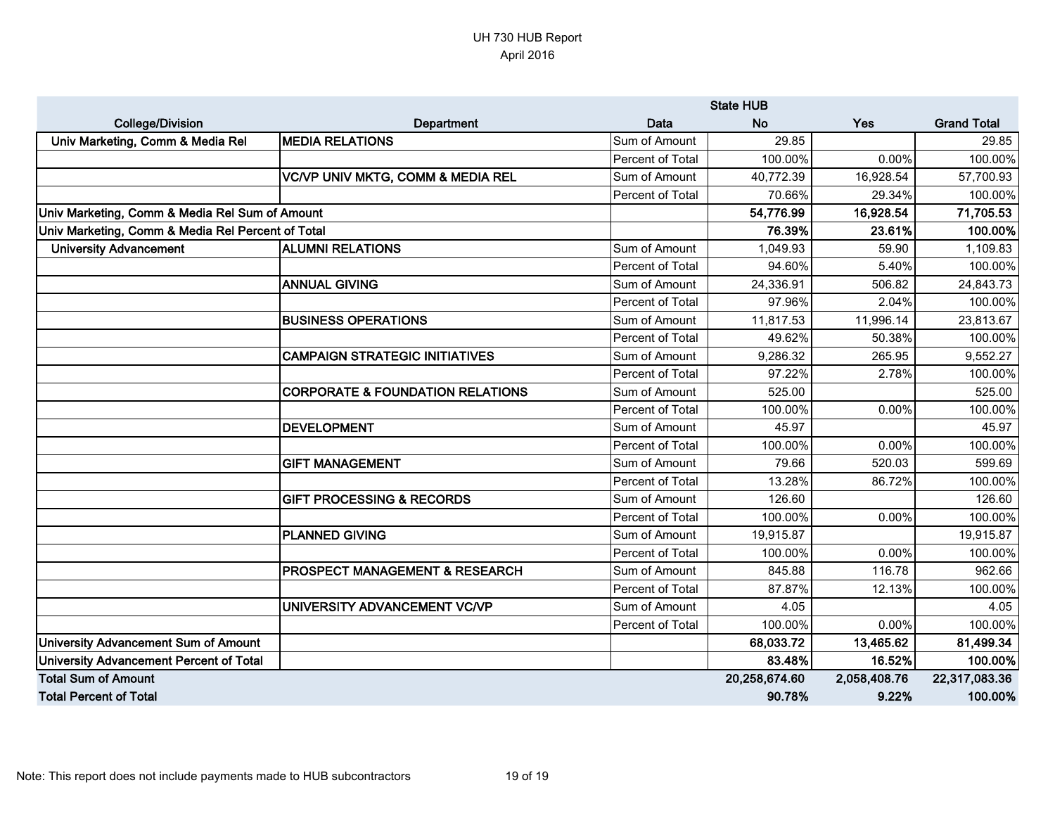UH 730 HUB Report
April 2016

| College/Division | Department | Data | State HUB No | Yes | Grand Total |
|---|---|---|---|---|---|
| Univ Marketing, Comm & Media Rel | MEDIA RELATIONS | Sum of Amount | 29.85 | | 29.85 |
| | | Percent of Total | 100.00% | 0.00% | 100.00% |
| | VC/VP UNIV MKTG, COMM & MEDIA REL | Sum of Amount | 40,772.39 | 16,928.54 | 57,700.93 |
| | | Percent of Total | 70.66% | 29.34% | 100.00% |
| **Univ Marketing, Comm & Media Rel Sum of Amount** | | | **54,776.99** | **16,928.54** | **71,705.53** |
| **Univ Marketing, Comm & Media Rel Percent of Total** | | | **76.39%** | **23.61%** | **100.00%** |
| University Advancement | ALUMNI RELATIONS | Sum of Amount | 1,049.93 | 59.90 | 1,109.83 |
| | | Percent of Total | 94.60% | 5.40% | 100.00% |
| | ANNUAL GIVING | Sum of Amount | 24,336.91 | 506.82 | 24,843.73 |
| | | Percent of Total | 97.96% | 2.04% | 100.00% |
| | BUSINESS OPERATIONS | Sum of Amount | 11,817.53 | 11,996.14 | 23,813.67 |
| | | Percent of Total | 49.62% | 50.38% | 100.00% |
| | CAMPAIGN STRATEGIC INITIATIVES | Sum of Amount | 9,286.32 | 265.95 | 9,552.27 |
| | | Percent of Total | 97.22% | 2.78% | 100.00% |
| | CORPORATE & FOUNDATION RELATIONS | Sum of Amount | 525.00 | | 525.00 |
| | | Percent of Total | 100.00% | 0.00% | 100.00% |
| | DEVELOPMENT | Sum of Amount | 45.97 | | 45.97 |
| | | Percent of Total | 100.00% | 0.00% | 100.00% |
| | GIFT MANAGEMENT | Sum of Amount | 79.66 | 520.03 | 599.69 |
| | | Percent of Total | 13.28% | 86.72% | 100.00% |
| | GIFT PROCESSING & RECORDS | Sum of Amount | 126.60 | | 126.60 |
| | | Percent of Total | 100.00% | 0.00% | 100.00% |
| | PLANNED GIVING | Sum of Amount | 19,915.87 | | 19,915.87 |
| | | Percent of Total | 100.00% | 0.00% | 100.00% |
| | PROSPECT MANAGEMENT & RESEARCH | Sum of Amount | 845.88 | 116.78 | 962.66 |
| | | Percent of Total | 87.87% | 12.13% | 100.00% |
| | UNIVERSITY ADVANCEMENT VC/VP | Sum of Amount | 4.05 | | 4.05 |
| | | Percent of Total | 100.00% | 0.00% | 100.00% |
| **University Advancement Sum of Amount** | | | **68,033.72** | **13,465.62** | **81,499.34** |
| **University Advancement Percent of Total** | | | **83.48%** | **16.52%** | **100.00%** |
| **Total Sum of Amount** | | | **20,258,674.60** | **2,058,408.76** | **22,317,083.36** |
| **Total Percent of Total** | | | **90.78%** | **9.22%** | **100.00%** |

Note: This report does not include payments made to HUB subcontractors